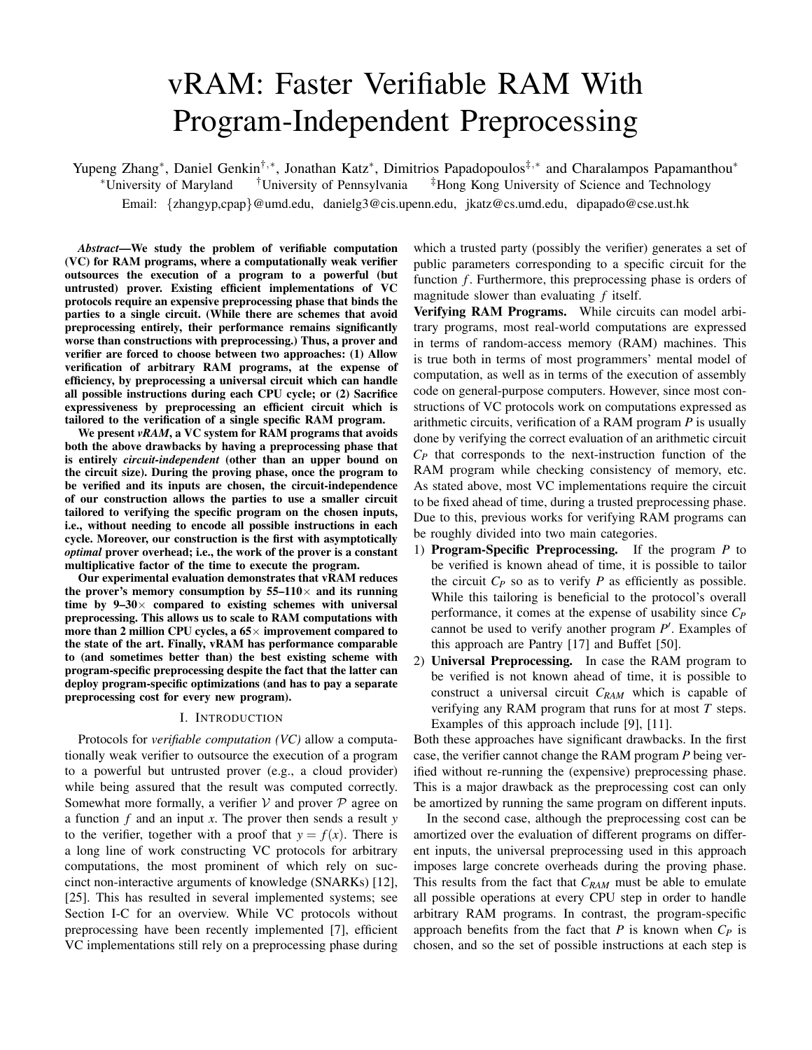# vRAM: Faster Verifiable RAM With Program-Independent Preprocessing

Yupeng Zhang*, Daniel Genkin[†,*], Jonathan Katz*, Dimitrios Papadopoulos[‡,*] and Charalampos Papamanthou*

*University of Maryland [†]University of Pennsylvania [‡]Hong Kong University of Science and Technology

Email: {zhangyp,cpap}@umd.edu, danielg3@cis.upenn.edu, jkatz@cs.umd.edu, dipapado@cse.ust.hk

***Abstract*—We study the problem of verifiable computation (VC) for RAM programs, where a computationally weak verifier outsources the execution of a program to a powerful (but untrusted) prover. Existing efficient implementations of VC protocols require an expensive preprocessing phase that binds the parties to a single circuit. (While there are schemes that avoid preprocessing entirely, their performance remains significantly worse than constructions with preprocessing.) Thus, a prover and verifier are forced to choose between two approaches: (1) Allow verification of arbitrary RAM programs, at the expense of efficiency, by preprocessing a universal circuit which can handle all possible instructions during each CPU cycle; or (2) Sacrifice expressiveness by preprocessing an efficient circuit which is tailored to the verification of a single specific RAM program.**

**We present *vRAM*, a VC system for RAM programs that avoids both the above drawbacks by having a preprocessing phase that is entirely *circuit-independent* (other than an upper bound on the circuit size). During the proving phase, once the program to be verified and its inputs are chosen, the circuit-independence of our construction allows the parties to use a smaller circuit tailored to verifying the specific program on the chosen inputs, i.e., without needing to encode all possible instructions in each cycle. Moreover, our construction is the first with asymptotically *optimal* prover overhead; i.e., the work of the prover is a constant multiplicative factor of the time to execute the program.**

**Our experimental evaluation demonstrates that vRAM reduces the prover's memory consumption by 55–110× and its running time by 9–30× compared to existing schemes with universal preprocessing. This allows us to scale to RAM computations with more than 2 million CPU cycles, a 65× improvement compared to the state of the art. Finally, vRAM has performance comparable to (and sometimes better than) the best existing scheme with program-specific preprocessing despite the fact that the latter can deploy program-specific optimizations (and has to pay a separate preprocessing cost for every new program).**

## I. Introduction

Protocols for *verifiable computation (VC)* allow a computationally weak verifier to outsource the execution of a program to a powerful but untrusted prover (e.g., a cloud provider) while being assured that the result was computed correctly. Somewhat more formally, a verifier $\mathcal{V}$ and prover $\mathcal{P}$ agree on a function $f$ and an input $x$. The prover then sends a result $y$ to the verifier, together with a proof that $y = f(x)$. There is a long line of work constructing VC protocols for arbitrary computations, the most prominent of which rely on succinct non-interactive arguments of knowledge (SNARKs) [12], [25]. This has resulted in several implemented systems; see Section I-C for an overview. While VC protocols without preprocessing have been recently implemented [7], efficient VC implementations still rely on a preprocessing phase during which a trusted party (possibly the verifier) generates a set of public parameters corresponding to a specific circuit for the function $f$. Furthermore, this preprocessing phase is orders of magnitude slower than evaluating $f$ itself.

**Verifying RAM Programs.** While circuits can model arbitrary programs, most real-world computations are expressed in terms of random-access memory (RAM) machines. This is true both in terms of most programmers' mental model of computation, as well as in terms of the execution of assembly code on general-purpose computers. However, since most constructions of VC protocols work on computations expressed as arithmetic circuits, verification of a RAM program $P$ is usually done by verifying the correct evaluation of an arithmetic circuit $C_P$ that corresponds to the next-instruction function of the RAM program while checking consistency of memory, etc. As stated above, most VC implementations require the circuit to be fixed ahead of time, during a trusted preprocessing phase. Due to this, previous works for verifying RAM programs can be roughly divided into two main categories.

1) **Program-Specific Preprocessing.** If the program $P$ to be verified is known ahead of time, it is possible to tailor the circuit $C_P$ so as to verify $P$ as efficiently as possible. While this tailoring is beneficial to the protocol's overall performance, it comes at the expense of usability since $C_P$ cannot be used to verify another program $P'$. Examples of this approach are Pantry [17] and Buffet [50].
2) **Universal Preprocessing.** In case the RAM program to be verified is not known ahead of time, it is possible to construct a universal circuit $C_{RAM}$ which is capable of verifying any RAM program that runs for at most $T$ steps. Examples of this approach include [9], [11].

Both these approaches have significant drawbacks. In the first case, the verifier cannot change the RAM program $P$ being verified without re-running the (expensive) preprocessing phase. This is a major drawback as the preprocessing cost can only be amortized by running the same program on different inputs.

In the second case, although the preprocessing cost can be amortized over the evaluation of different programs on different inputs, the universal preprocessing used in this approach imposes large concrete overheads during the proving phase. This results from the fact that $C_{RAM}$ must be able to emulate all possible operations at every CPU step in order to handle arbitrary RAM programs. In contrast, the program-specific approach benefits from the fact that $P$ is known when $C_P$ is chosen, and so the set of possible instructions at each step is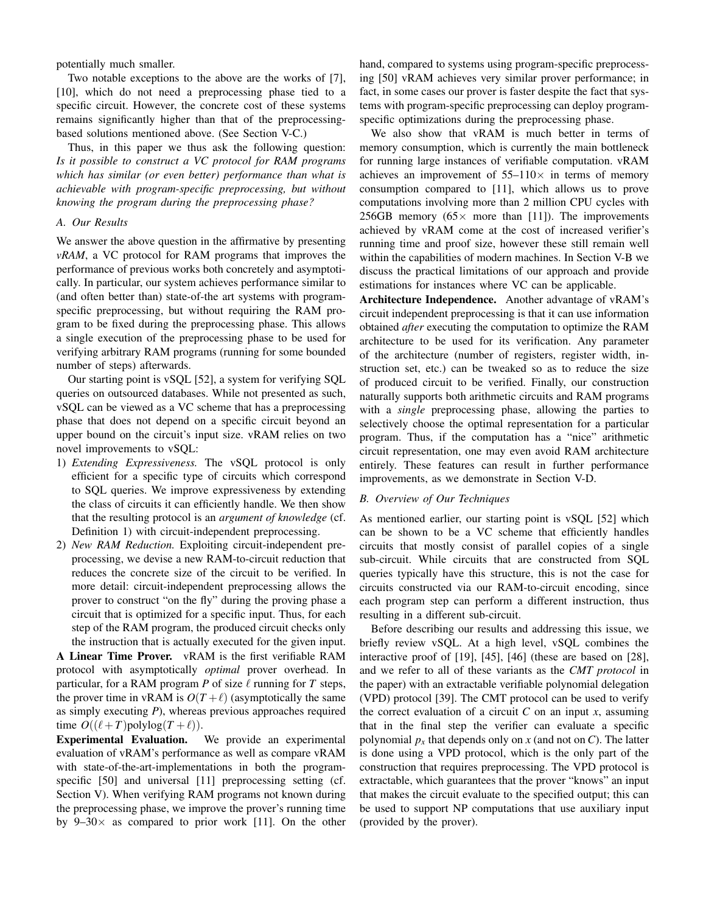potentially much smaller.

Two notable exceptions to the above are the works of [7], [10], which do not need a preprocessing phase tied to a specific circuit. However, the concrete cost of these systems remains significantly higher than that of the preprocessing-based solutions mentioned above. (See Section V-C.)

Thus, in this paper we thus ask the following question: *Is it possible to construct a VC protocol for RAM programs which has similar (or even better) performance than what is achievable with program-specific preprocessing, but without knowing the program during the preprocessing phase?*

### A. Our Results

We answer the above question in the affirmative by presenting *vRAM*, a VC protocol for RAM programs that improves the performance of previous works both concretely and asymptotically. In particular, our system achieves performance similar to (and often better than) state-of-the art systems with program-specific preprocessing, but without requiring the RAM program to be fixed during the preprocessing phase. This allows a single execution of the preprocessing phase to be used for verifying arbitrary RAM programs (running for some bounded number of steps) afterwards.

Our starting point is vSQL [52], a system for verifying SQL queries on outsourced databases. While not presented as such, vSQL can be viewed as a VC scheme that has a preprocessing phase that does not depend on a specific circuit beyond an upper bound on the circuit's input size. vRAM relies on two novel improvements to vSQL:

1) *Extending Expressiveness.* The vSQL protocol is only efficient for a specific type of circuits which correspond to SQL queries. We improve expressiveness by extending the class of circuits it can efficiently handle. We then show that the resulting protocol is an *argument of knowledge* (cf. Definition 1) with circuit-independent preprocessing.
2) *New RAM Reduction.* Exploiting circuit-independent preprocessing, we devise a new RAM-to-circuit reduction that reduces the concrete size of the circuit to be verified. In more detail: circuit-independent preprocessing allows the prover to construct "on the fly" during the proving phase a circuit that is optimized for a specific input. Thus, for each step of the RAM program, the produced circuit checks only the instruction that is actually executed for the given input.

**A Linear Time Prover.** vRAM is the first verifiable RAM protocol with asymptotically *optimal* prover overhead. In particular, for a RAM program $P$ of size $\ell$ running for $T$ steps, the prover time in vRAM is $O(T+\ell)$ (asymptotically the same as simply executing $P$), whereas previous approaches required time $O((\ell+T)\text{polylog}(T+\ell))$.

**Experimental Evaluation.** We provide an experimental evaluation of vRAM's performance as well as compare vRAM with state-of-the-art-implementations in both the program-specific [50] and universal [11] preprocessing setting (cf. Section V). When verifying RAM programs not known during the preprocessing phase, we improve the prover's running time by 9–30$\times$ as compared to prior work [11]. On the other hand, compared to systems using program-specific preprocessing [50] vRAM achieves very similar prover performance; in fact, in some cases our prover is faster despite the fact that systems with program-specific preprocessing can deploy program-specific optimizations during the preprocessing phase.

We also show that vRAM is much better in terms of memory consumption, which is currently the main bottleneck for running large instances of verifiable computation. vRAM achieves an improvement of 55–110$\times$ in terms of memory consumption compared to [11], which allows us to prove computations involving more than 2 million CPU cycles with 256GB memory (65$\times$ more than [11]). The improvements achieved by vRAM come at the cost of increased verifier's running time and proof size, however these still remain well within the capabilities of modern machines. In Section V-B we discuss the practical limitations of our approach and provide estimations for instances where VC can be applicable.

**Architecture Independence.** Another advantage of vRAM's circuit independent preprocessing is that it can use information obtained *after* executing the computation to optimize the RAM architecture to be used for its verification. Any parameter of the architecture (number of registers, register width, instruction set, etc.) can be tweaked so as to reduce the size of produced circuit to be verified. Finally, our construction naturally supports both arithmetic circuits and RAM programs with a *single* preprocessing phase, allowing the parties to selectively choose the optimal representation for a particular program. Thus, if the computation has a "nice" arithmetic circuit representation, one may even avoid RAM architecture entirely. These features can result in further performance improvements, as we demonstrate in Section V-D.

### B. Overview of Our Techniques

As mentioned earlier, our starting point is vSQL [52] which can be shown to be a VC scheme that efficiently handles circuits that mostly consist of parallel copies of a single sub-circuit. While circuits that are constructed from SQL queries typically have this structure, this is not the case for circuits constructed via our RAM-to-circuit encoding, since each program step can perform a different instruction, thus resulting in a different sub-circuit.

Before describing our results and addressing this issue, we briefly review vSQL. At a high level, vSQL combines the interactive proof of [19], [45], [46] (these are based on [28], and we refer to all of these variants as the *CMT protocol* in the paper) with an extractable verifiable polynomial delegation (VPD) protocol [39]. The CMT protocol can be used to verify the correct evaluation of a circuit $C$ on an input $x$, assuming that in the final step the verifier can evaluate a specific polynomial $p_x$ that depends only on $x$ (and not on $C$). The latter is done using a VPD protocol, which is the only part of the construction that requires preprocessing. The VPD protocol is extractable, which guarantees that the prover "knows" an input that makes the circuit evaluate to the specified output; this can be used to support NP computations that use auxiliary input (provided by the prover).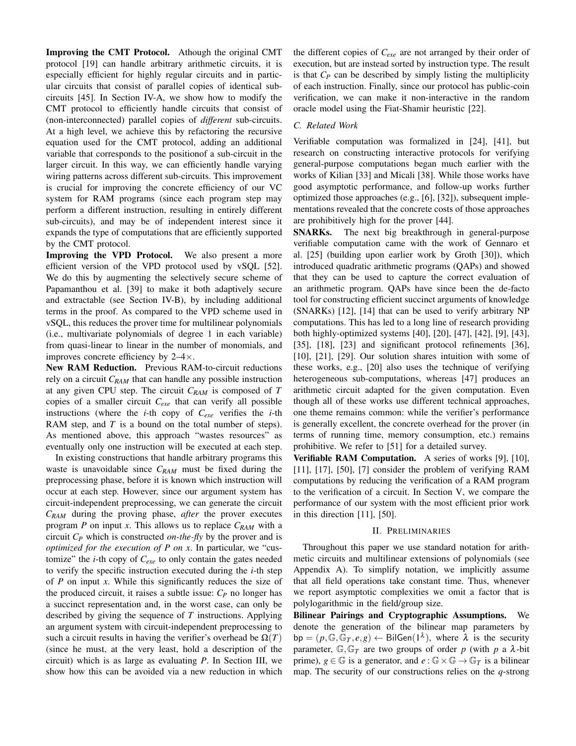**Improving the CMT Protocol.** Athough the original CMT protocol [19] can handle arbitrary arithmetic circuits, it is especially efficient for highly regular circuits and in particular circuits that consist of parallel copies of identical sub-circuits [45]. In Section IV-A, we show how to modify the CMT protocol to efficiently handle circuits that consist of (non-interconnected) parallel copies of *different* sub-circuits. At a high level, we achieve this by refactoring the recursive equation used for the CMT protocol, adding an additional variable that corresponds to the positionof a sub-circuit in the larger circuit. In this way, we can efficiently handle varying wiring patterns across different sub-circuits. This improvement is crucial for improving the concrete efficiency of our VC system for RAM programs (since each program step may perform a different instruction, resulting in entirely different sub-circuits), and may be of independent interest since it expands the type of computations that are efficiently supported by the CMT protocol.

**Improving the VPD Protocol.** We also present a more efficient version of the VPD protocol used by vSQL [52]. We do this by augmenting the selectively secure scheme of Papamanthou et al. [39] to make it both adaptively secure and extractable (see Section IV-B), by including additional terms in the proof. As compared to the VPD scheme used in vSQL, this reduces the prover time for multilinear polynomials (i.e., multivariate polynomials of degree 1 in each variable) from quasi-linear to linear in the number of monomials, and improves concrete efficiency by 2–4×.

**New RAM Reduction.** Previous RAM-to-circuit reductions rely on a circuit $C_{RAM}$ that can handle any possible instruction at any given CPU step. The circuit $C_{RAM}$ is composed of $T$ copies of a smaller circuit $C_{exe}$ that can verify all possible instructions (where the $i$-th copy of $C_{exe}$ verifies the $i$-th RAM step, and $T$ is a bound on the total number of steps). As mentioned above, this approach "wastes resources" as eventually only one instruction will be executed at each step.

In existing constructions that handle arbitrary programs this waste is unavoidable since $C_{RAM}$ must be fixed during the preprocessing phase, before it is known which instruction will occur at each step. However, since our argument system has circuit-independent preprocessing, we can generate the circuit $C_{RAM}$ during the proving phase, *after* the prover executes program $P$ on input $x$. This allows us to replace $C_{RAM}$ with a circuit $C_P$ which is constructed *on-the-fly* by the prover and is *optimized for the execution of P on x*. In particular, we "customize" the $i$-th copy of $C_{exe}$ to only contain the gates needed to verify the specific instruction executed during the $i$-th step of $P$ on input $x$. While this significantly reduces the size of the produced circuit, it raises a subtle issue: $C_P$ no longer has a succinct representation and, in the worst case, can only be described by giving the sequence of $T$ instructions. Applying an argument system with circuit-independent preprocessing to such a circuit results in having the verifier's overhead be $\Omega(T)$ (since he must, at the very least, hold a description of the circuit) which is as large as evaluating $P$. In Section III, we show how this can be avoided via a new reduction in which the different copies of $C_{exe}$ are not arranged by their order of execution, but are instead sorted by instruction type. The result is that $C_P$ can be described by simply listing the multiplicity of each instruction. Finally, since our protocol has public-coin verification, we can make it non-interactive in the random oracle model using the Fiat-Shamir heuristic [22].

### C. Related Work

Verifiable computation was formalized in [24], [41], but research on constructing interactive protocols for verifying general-purpose computations began much earlier with the works of Kilian [33] and Micali [38]. While those works have good asymptotic performance, and follow-up works further optimized those approaches (e.g., [6], [32]), subsequent implementations revealed that the concrete costs of those approaches are prohibitively high for the prover [44].

**SNARKs.** The next big breakthrough in general-purpose verifiable computation came with the work of Gennaro et al. [25] (building upon earlier work by Groth [30]), which introduced quadratic arithmetic programs (QAPs) and showed that they can be used to capture the correct evaluation of an arithmetic program. QAPs have since been the de-facto tool for constructing efficient succinct arguments of knowledge (SNARKs) [12], [14] that can be used to verify arbitrary NP computations. This has led to a long line of research providing both highly-optimized systems [40], [20], [47], [42], [9], [43], [35], [18], [23] and significant protocol refinements [36], [10], [21], [29]. Our solution shares intuition with some of these works, e.g., [20] also uses the technique of verifying heterogeneous sub-computations, whereas [47] produces an arithmetic circuit adapted for the given computation. Even though all of these works use different technical approaches, one theme remains common: while the verifier's performance is generally excellent, the concrete overhead for the prover (in terms of running time, memory consumption, etc.) remains prohibitive. We refer to [51] for a detailed survey.

**Verifiable RAM Computation.** A series of works [9], [10], [11], [17], [50], [7] consider the problem of verifying RAM computations by reducing the verification of a RAM program to the verification of a circuit. In Section V, we compare the performance of our system with the most efficient prior work in this direction [11], [50].

## II. Preliminaries

Throughout this paper we use standard notation for arithmetic circuits and multilinear extensions of polynomials (see Appendix A). To simplify notation, we implicitly assume that all field operations take constant time. Thus, whenever we report asymptotic complexities we omit a factor that is polylogarithmic in the field/group size.

**Bilinear Pairings and Cryptographic Assumptions.** We denote the generation of the bilinear map parameters by $\mathsf{bp} = (p, \mathbb{G}, \mathbb{G}_T, e, g) \leftarrow \mathsf{BilGen}(1^\lambda)$, where $\lambda$ is the security parameter, $\mathbb{G}, \mathbb{G}_T$ are two groups of order $p$ (with $p$ a $\lambda$-bit prime), $g \in \mathbb{G}$ is a generator, and $e : \mathbb{G} \times \mathbb{G} \rightarrow \mathbb{G}_T$ is a bilinear map. The security of our constructions relies on the $q$-strong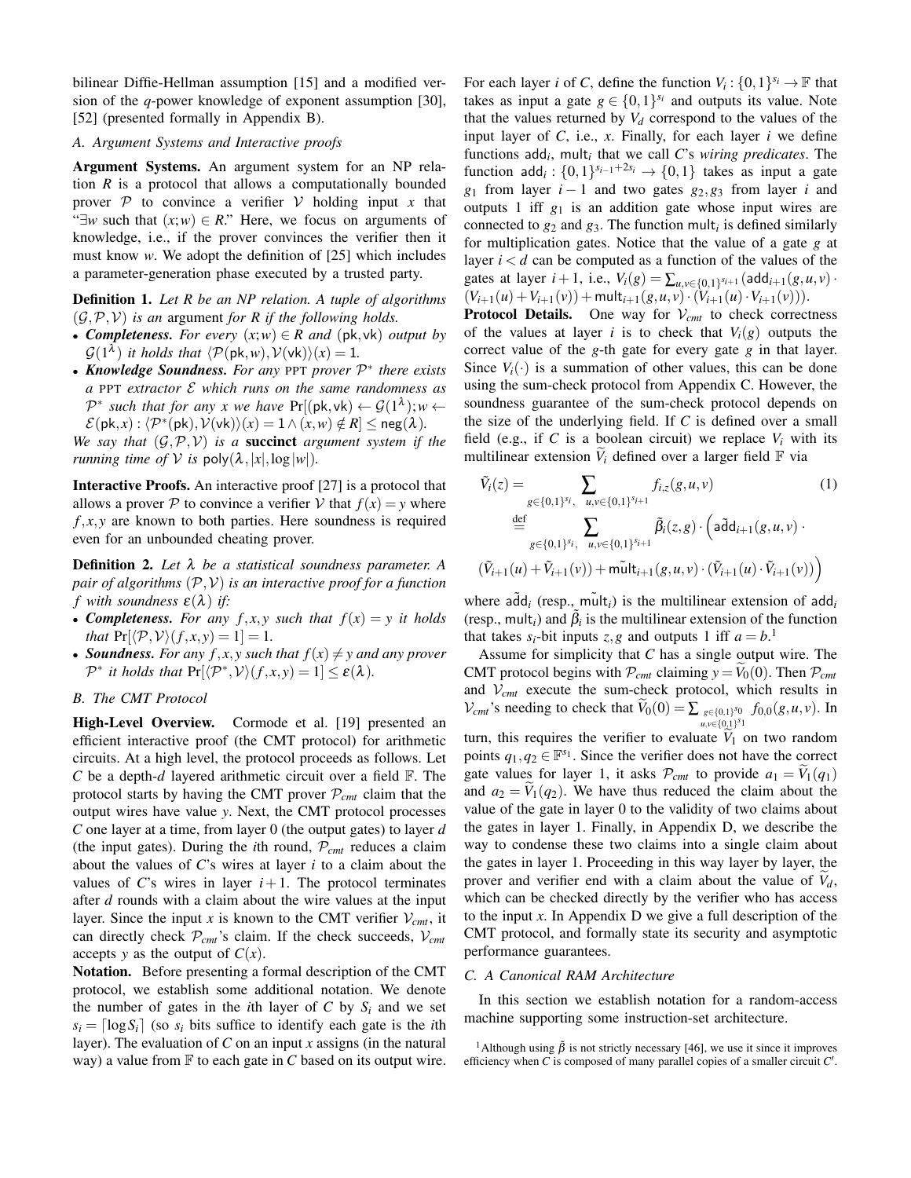bilinear Diffie-Hellman assumption [15] and a modified version of the $q$-power knowledge of exponent assumption [30], [52] (presented formally in Appendix B).

### A. Argument Systems and Interactive proofs

**Argument Systems.** An argument system for an NP relation $R$ is a protocol that allows a computationally bounded prover $\mathcal{P}$ to convince a verifier $\mathcal{V}$ holding input $x$ that "$\exists w$ such that $(x;w) \in R$." Here, we focus on arguments of knowledge, i.e., if the prover convinces the verifier then it must know $w$. We adopt the definition of [25] which includes a parameter-generation phase executed by a trusted party.

**Definition 1.** *Let $R$ be an NP relation. A tuple of algorithms $(\mathcal{G}, \mathcal{P}, \mathcal{V})$ is an* argument *for $R$ if the following holds.*

- ***Completeness.*** *For every $(x;w) \in R$ and $(\mathsf{pk}, \mathsf{vk})$ output by $\mathcal{G}(1^\lambda)$ it holds that $\langle \mathcal{P}(\mathsf{pk}, w), \mathcal{V}(\mathsf{vk})\rangle(x) = 1$.*
- ***Knowledge Soundness.*** *For any PPT prover $\mathcal{P}^*$ there exists a PPT extractor $\mathcal{E}$ which runs on the same randomness as $\mathcal{P}^*$ such that for any $x$ we have $\Pr[(\mathsf{pk}, \mathsf{vk}) \leftarrow \mathcal{G}(1^\lambda); w \leftarrow \mathcal{E}(\mathsf{pk}, x) : \langle \mathcal{P}^*(\mathsf{pk}), \mathcal{V}(\mathsf{vk})\rangle(x) = 1 \wedge (x,w) \notin R] \leq \mathsf{neg}(\lambda)$.*

*We say that $(\mathcal{G}, \mathcal{P}, \mathcal{V})$ is a* **succinct** *argument system if the running time of $\mathcal{V}$ is $\mathsf{poly}(\lambda, |x|, \log|w|)$.*

**Interactive Proofs.** An interactive proof [27] is a protocol that allows a prover $\mathcal{P}$ to convince a verifier $\mathcal{V}$ that $f(x) = y$ where $f, x, y$ are known to both parties. Here soundness is required even for an unbounded cheating prover.

**Definition 2.** *Let $\lambda$ be a statistical soundness parameter. A pair of algorithms $(\mathcal{P}, \mathcal{V})$ is an interactive proof for a function $f$ with soundness $\varepsilon(\lambda)$ if:*

- ***Completeness.*** *For any $f, x, y$ such that $f(x) = y$ it holds that $\Pr[\langle \mathcal{P}, \mathcal{V}\rangle(f, x, y) = 1] = 1$.*
- ***Soundness.*** *For any $f, x, y$ such that $f(x) \neq y$ and any prover $\mathcal{P}^*$ it holds that $\Pr[\langle \mathcal{P}^*, \mathcal{V}\rangle(f, x, y) = 1] \leq \varepsilon(\lambda)$.*

### B. The CMT Protocol

**High-Level Overview.** Cormode et al. [19] presented an efficient interactive proof (the CMT protocol) for arithmetic circuits. At a high level, the protocol proceeds as follows. Let $C$ be a depth-$d$ layered arithmetic circuit over a field $\mathbb{F}$. The protocol starts by having the CMT prover $\mathcal{P}_{cmt}$ claim that the output wires have value $y$. Next, the CMT protocol processes $C$ one layer at a time, from layer 0 (the output gates) to layer $d$ (the input gates). During the $i$th round, $\mathcal{P}_{cmt}$ reduces a claim about the values of $C$'s wires at layer $i$ to a claim about the values of $C$'s wires in layer $i+1$. The protocol terminates after $d$ rounds with a claim about the wire values at the input layer. Since the input $x$ is known to the CMT verifier $\mathcal{V}_{cmt}$, it can directly check $\mathcal{P}_{cmt}$'s claim. If the check succeeds, $\mathcal{V}_{cmt}$ accepts $y$ as the output of $C(x)$.

**Notation.** Before presenting a formal description of the CMT protocol, we establish some additional notation. We denote the number of gates in the $i$th layer of $C$ by $S_i$ and we set $s_i = \lceil \log S_i \rceil$ (so $s_i$ bits suffice to identify each gate is the $i$th layer). The evaluation of $C$ on an input $x$ assigns (in the natural way) a value from $\mathbb{F}$ to each gate in $C$ based on its output wire. For each layer $i$ of $C$, define the function $V_i : \{0,1\}^{s_i} \to \mathbb{F}$ that takes as input a gate $g \in \{0,1\}^{s_i}$ and outputs its value. Note that the values returned by $V_d$ correspond to the values of the input layer of $C$, i.e., $x$. Finally, for each layer $i$ we define functions $\mathsf{add}_i$, $\mathsf{mult}_i$ that we call $C$'s *wiring predicates*. The function $\mathsf{add}_i : \{0,1\}^{s_{i-1}+2s_i} \to \{0,1\}$ takes as input a gate $g_1$ from layer $i-1$ and two gates $g_2, g_3$ from layer $i$ and outputs 1 iff $g_1$ is an addition gate whose input wires are connected to $g_2$ and $g_3$. The function $\mathsf{mult}_i$ is defined similarly for multiplication gates. Notice that the value of a gate $g$ at layer $i < d$ can be computed as a function of the values of the gates at layer $i+1$, i.e., $V_i(g) = \sum_{u,v \in \{0,1\}^{s_{i+1}}} (\mathsf{add}_{i+1}(g,u,v) \cdot (V_{i+1}(u) + V_{i+1}(v)) + \mathsf{mult}_{i+1}(g,u,v) \cdot (V_{i+1}(u) \cdot V_{i+1}(v)))$.

**Protocol Details.** One way for $\mathcal{V}_{cmt}$ to check correctness of the values at layer $i$ is to check that $V_i(g)$ outputs the correct value of the $g$-th gate for every gate $g$ in that layer. Since $V_i(\cdot)$ is a summation of other values, this can be done using the sum-check protocol from Appendix C. However, the soundness guarantee of the sum-check protocol depends on the size of the underlying field. If $C$ is defined over a small field (e.g., if $C$ is a boolean circuit) we replace $V_i$ with its multilinear extension $\widetilde{V}_i$ defined over a larger field $\mathbb{F}$ via

$$
\begin{aligned}
\widetilde{V}_i(z) &= \sum_{g \in \{0,1\}^{s_i},\ u,v \in \{0,1\}^{s_{i+1}}} f_{i,z}(g,u,v) \qquad (1)\\
&\stackrel{\text{def}}{=} \sum_{g \in \{0,1\}^{s_i},\ u,v \in \{0,1\}^{s_{i+1}}} \tilde{\beta}_i(z,g) \cdot \Big( \tilde{\mathsf{add}}_{i+1}(g,u,v) \cdot \\
&\quad (\widetilde{V}_{i+1}(u) + \widetilde{V}_{i+1}(v)) + \tilde{\mathsf{mult}}_{i+1}(g,u,v) \cdot (\widetilde{V}_{i+1}(u) \cdot \widetilde{V}_{i+1}(v)) \Big)
\end{aligned}
$$

where $\tilde{\mathsf{add}}_i$ (resp., $\tilde{\mathsf{mult}}_i$) is the multilinear extension of $\mathsf{add}_i$ (resp., $\mathsf{mult}_i$) and $\tilde{\beta}_i$ is the multilinear extension of the function that takes $s_i$-bit inputs $z, g$ and outputs 1 iff $a = b$.[1]

Assume for simplicity that $C$ has a single output wire. The CMT protocol begins with $\mathcal{P}_{cmt}$ claiming $y = \widetilde{V}_0(0)$. Then $\mathcal{P}_{cmt}$ and $\mathcal{V}_{cmt}$ execute the sum-check protocol, which results in $\mathcal{V}_{cmt}$'s needing to check that $\widetilde{V}_0(0) = \sum_{g \in \{0,1\}^{s_0},\ u,v \in \{0,1\}^{s_1}} f_{0,0}(g,u,v)$. In turn, this requires the verifier to evaluate $\widetilde{V}_1$ on two random points $q_1, q_2 \in \mathbb{F}^{s_1}$. Since the verifier does not have the correct gate values for layer 1, it asks $\mathcal{P}_{cmt}$ to provide $a_1 = \widetilde{V}_1(q_1)$ and $a_2 = \widetilde{V}_1(q_2)$. We have thus reduced the claim about the value of the gate in layer 0 to the validity of two claims about the gates in layer 1. Finally, in Appendix D, we describe the way to condense these two claims into a single claim about the gates in layer 1. Proceeding in this way layer by layer, the prover and verifier end with a claim about the value of $\widetilde{V}_d$, which can be checked directly by the verifier who has access to the input $x$. In Appendix D we give a full description of the CMT protocol, and formally state its security and asymptotic performance guarantees.

### C. A Canonical RAM Architecture

In this section we establish notation for a random-access machine supporting some instruction-set architecture.

[1] Although using $\tilde{\beta}$ is not strictly necessary [46], we use it since it improves efficiency when $C$ is composed of many parallel copies of a smaller circuit $C'$.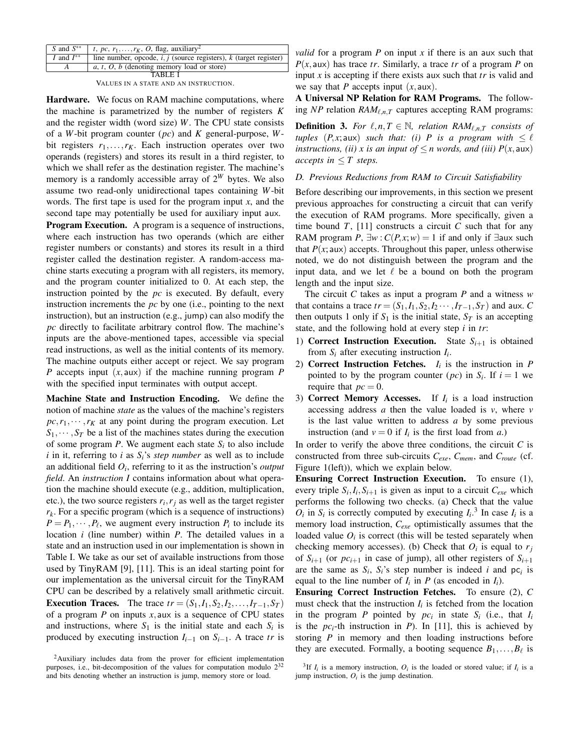| | |
|---|---|
| $S$ and $S^{**}$ | $t$, $pc$, $r_1, \ldots, r_K$, $O$, flag, auxiliary[2] |
| $I$ and $I^{**}$ | line number, opcode, $i, j$ (source registers), $k$ (target register) |
| $A$ | $a$, $t$, $O$, $b$ (denoting memory load or store) |

TABLE I
VALUES IN A STATE AND AN INSTRUCTION.

**Hardware.** We focus on RAM machine computations, where the machine is parametrized by the number of registers $K$ and the register width (word size) $W$. The CPU state consists of a $W$-bit program counter ($pc$) and $K$ general-purpose, $W$-bit registers $r_1, \ldots, r_K$. Each instruction operates over two operands (registers) and stores its result in a third register, to which we shall refer as the destination register. The machine's memory is a randomly accessible array of $2^W$ bytes. We also assume two read-only unidirectional tapes containing $W$-bit words. The first tape is used for the program input $x$, and the second tape may potentially be used for auxiliary input aux.

**Program Execution.** A program is a sequence of instructions, where each instruction has two operands (which are either register numbers or constants) and stores its result in a third register called the destination register. A random-access machine starts executing a program with all registers, its memory, and the program counter initialized to 0. At each step, the instruction pointed by the $pc$ is executed. By default, every instruction increments the $pc$ by one (i.e., pointing to the next instruction), but an instruction (e.g., jump) can also modify the $pc$ directly to facilitate arbitrary control flow. The machine's inputs are the above-mentioned tapes, accessible via special read instructions, as well as the initial contents of its memory. The machine outputs either accept or reject. We say program $P$ accepts input $(x, \mathsf{aux})$ if the machine running program $P$ with the specified input terminates with output accept.

**Machine State and Instruction Encoding.** We define the notion of machine *state* as the values of the machine's registers $pc, r_1, \cdots, r_K$ at any point during the program execution. Let $S_1, \cdots, S_T$ be a list of the machines states during the execution of some program $P$. We augment each state $S_i$ to also include $i$ in it, referring to $i$ as $S_i$'s *step number* as well as to include an additional field $O_i$, referring to it as the instruction's *output field*. An *instruction I* contains information about what operation the machine should execute (e.g., addition, multiplication, etc.), the two source registers $r_i, r_j$ as well as the target register $r_k$. For a specific program (which is a sequence of instructions) $P = P_1, \cdots, P_\ell$, we augment every instruction $P_i$ to include its location $i$ (line number) within $P$. The detailed values in a state and an instruction used in our implementation is shown in Table I. We take as our set of available instructions from those used by TinyRAM [9], [11]. This is an ideal starting point for our implementation as the universal circuit for the TinyRAM CPU can be described by a relatively small arithmetic circuit.

**Execution Traces.** The trace $tr = (S_1, I_1, S_2, I_2, \ldots, I_{T-1}, S_T)$ of a program $P$ on inputs $x, \mathsf{aux}$ is a sequence of CPU states and instructions, where $S_1$ is the initial state and each $S_i$ is produced by executing instruction $I_{i-1}$ on $S_{i-1}$. A trace $tr$ is *valid* for a program $P$ on input $x$ if there is an aux such that $P(x, \mathsf{aux})$ has trace $tr$. Similarly, a trace $tr$ of a program $P$ on input $x$ is accepting if there exists aux such that $tr$ is valid and we say that $P$ accepts input $(x, \mathsf{aux})$.

**A Universal NP Relation for RAM Programs.** The following $NP$ relation $RAM_{\ell,n,T}$ captures accepting RAM programs:

**Definition 3.** *For $\ell, n, T \in \mathbb{N}$, relation $RAM_{\ell,n,T}$ consists of tuples $(P,x;\mathsf{aux})$ such that: (i) $P$ is a program with $\leq \ell$ instructions, (ii) $x$ is an input of $\leq n$ words, and (iii) $P(x, \mathsf{aux})$ accepts in $\leq T$ steps.*

### D. Previous Reductions from RAM to Circuit Satisfiability

Before describing our improvements, in this section we present previous approaches for constructing a circuit that can verify the execution of RAM programs. More specifically, given a time bound $T$, [11] constructs a circuit $C$ such that for any RAM program $P$, $\exists w : C(P,x;w) = 1$ if and only if $\exists \mathsf{aux}$ such that $P(x;\mathsf{aux})$ accepts. Throughout this paper, unless otherwise noted, we do not distinguish between the program and the input data, and we let $\ell$ be a bound on both the program length and the input size.

The circuit $C$ takes as input a program $P$ and a witness $w$ that contains a trace $tr = (S_1, I_1, S_2, I_2 \cdots, I_{T-1}, S_T)$ and aux. $C$ then outputs 1 only if $S_1$ is the initial state, $S_T$ is an accepting state, and the following hold at every step $i$ in $tr$:

1) **Correct Instruction Execution.** State $S_{i+1}$ is obtained from $S_i$ after executing instruction $I_i$.
2) **Correct Instruction Fetches.** $I_i$ is the instruction in $P$ pointed to by the program counter ($pc$) in $S_i$. If $i = 1$ we require that $pc = 0$.
3) **Correct Memory Accesses.** If $I_i$ is a load instruction accessing address $a$ then the value loaded is $v$, where $v$ is the last value written to address $a$ by some previous instruction (and $v = 0$ if $I_i$ is the first load from $a$.)

In order to verify the above three conditions, the circuit $C$ is constructed from three sub-circuits $C_{exe}$, $C_{mem}$, and $C_{route}$ (cf. Figure 1(left)), which we explain below.

**Ensuring Correct Instruction Execution.** To ensure (1), every triple $S_i, I_i, S_{i+1}$ is given as input to a circuit $C_{exe}$ which performs the following two checks. (a) Check that the value $O_i$ in $S_i$ is correctly computed by executing $I_i$.[3] In case $I_i$ is a memory load instruction, $C_{exe}$ optimistically assumes that the loaded value $O_i$ is correct (this will be tested separately when checking memory accesses). (b) Check that $O_i$ is equal to $r_j$ of $S_{i+1}$ (or $pc_{i+1}$ in case of jump), all other registers of $S_{i+1}$ are the same as $S_i$, $S_i$'s step number is indeed $i$ and $\mathsf{pc}_i$ is equal to the line number of $I_i$ in $P$ (as encoded in $I_i$).

**Ensuring Correct Instruction Fetches.** To ensure (2), $C$ must check that the instruction $I_i$ is fetched from the location in the program $P$ pointed by $pc_i$ in state $S_i$ (i.e., that $I_i$ is the $pc_i$-th instruction in $P$). In [11], this is achieved by storing $P$ in memory and then loading instructions before they are executed. Formally, a booting sequence $B_1, \ldots, B_\ell$ is

[2] Auxiliary includes data from the prover for efficient implementation purposes, i.e., bit-decomposition of the values for computation modulo $2^{32}$ and bits denoting whether an instruction is jump, memory store or load.

[3] If $I_i$ is a memory instruction, $O_i$ is the loaded or stored value; if $I_i$ is a jump instruction, $O_i$ is the jump destination.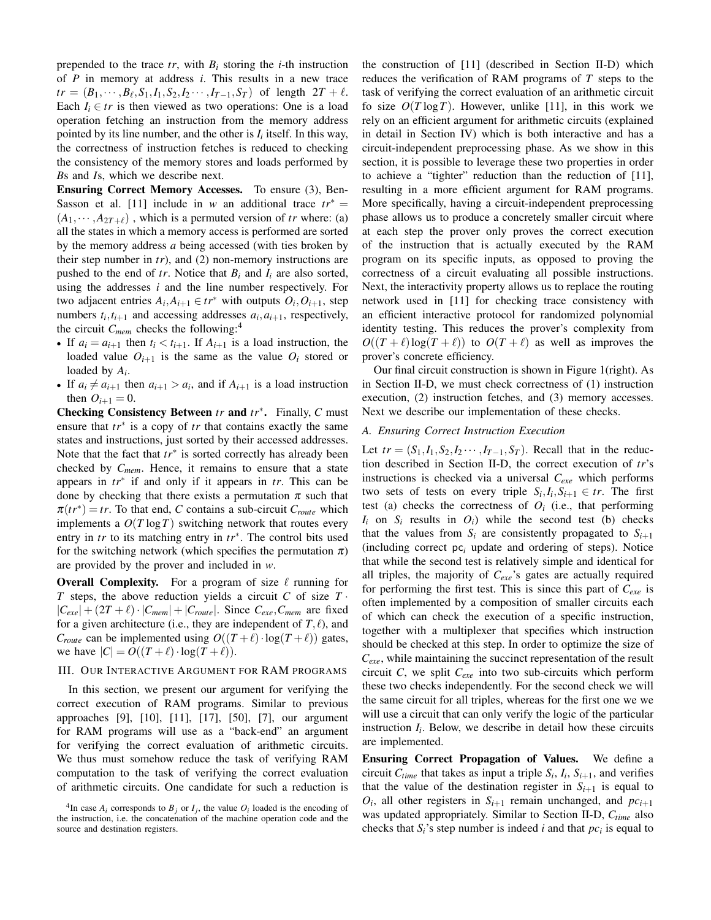prepended to the trace $tr$, with $B_i$ storing the $i$-th instruction of $P$ in memory at address $i$. This results in a new trace $tr = (B_1, \cdots, B_\ell, S_1, I_1, S_2, I_2 \cdots, I_{T-1}, S_T)$ of length $2T + \ell$. Each $I_i \in tr$ is then viewed as two operations: One is a load operation fetching an instruction from the memory address pointed by its line number, and the other is $I_i$ itself. In this way, the correctness of instruction fetches is reduced to checking the consistency of the memory stores and loads performed by $B$s and $I$s, which we describe next.

**Ensuring Correct Memory Accesses.** To ensure (3), Ben-Sasson et al. [11] include in $w$ an additional trace $tr^* = (A_1, \cdots, A_{2T+\ell})$ , which is a permuted version of $tr$ where: (a) all the states in which a memory access is performed are sorted by the memory address $a$ being accessed (with ties broken by their step number in $tr$), and (2) non-memory instructions are pushed to the end of $tr$. Notice that $B_i$ and $I_i$ are also sorted, using the addresses $i$ and the line number respectively. For two adjacent entries $A_i, A_{i+1} \in tr^*$ with outputs $O_i, O_{i+1}$, step numbers $t_i, t_{i+1}$ and accessing addresses $a_i, a_{i+1}$, respectively, the circuit $C_{mem}$ checks the following:[4]

- If $a_i = a_{i+1}$ then $t_i < t_{i+1}$. If $A_{i+1}$ is a load instruction, the loaded value $O_{i+1}$ is the same as the value $O_i$ stored or loaded by $A_i$.
- If $a_i \neq a_{i+1}$ then $a_{i+1} > a_i$, and if $A_{i+1}$ is a load instruction then $O_{i+1} = 0$.

**Checking Consistency Between $tr$ and $tr^*$.** Finally, $C$ must ensure that $tr^*$ is a copy of $tr$ that contains exactly the same states and instructions, just sorted by their accessed addresses. Note that the fact that $tr^*$ is sorted correctly has already been checked by $C_{mem}$. Hence, it remains to ensure that a state appears in $tr^*$ if and only if it appears in $tr$. This can be done by checking that there exists a permutation $\pi$ such that $\pi(tr^*) = tr$. To that end, $C$ contains a sub-circuit $C_{route}$ which implements a $O(T \log T)$ switching network that routes every entry in $tr$ to its matching entry in $tr^*$. The control bits used for the switching network (which specifies the permutation $\pi$) are provided by the prover and included in $w$.

**Overall Complexity.** For a program of size $\ell$ running for $T$ steps, the above reduction yields a circuit $C$ of size $T \cdot |C_{exe}| + (2T + \ell) \cdot |C_{mem}| + |C_{route}|$. Since $C_{exe}, C_{mem}$ are fixed for a given architecture (i.e., they are independent of $T, \ell$), and $C_{route}$ can be implemented using $O((T + \ell) \cdot \log(T + \ell))$ gates, we have $|C| = O((T + \ell) \cdot \log(T + \ell))$.

## III. Our Interactive Argument for RAM programs

In this section, we present our argument for verifying the correct execution of RAM programs. Similar to previous approaches [9], [10], [11], [17], [50], [7], our argument for RAM programs will use as a "back-end" an argument for verifying the correct evaluation of arithmetic circuits. We thus must somehow reduce the task of verifying RAM computation to the task of verifying the correct evaluation of arithmetic circuits. One candidate for such a reduction is the construction of [11] (described in Section II-D) which reduces the verification of RAM programs of $T$ steps to the task of verifying the correct evaluation of an arithmetic circuit fo size $O(T \log T)$. However, unlike [11], in this work we rely on an efficient argument for arithmetic circuits (explained in detail in Section IV) which is both interactive and has a circuit-independent preprocessing phase. As we show in this section, it is possible to leverage these two properties in order to achieve a "tighter" reduction than the reduction of [11], resulting in a more efficient argument for RAM programs. More specifically, having a circuit-independent preprocessing phase allows us to produce a concretely smaller circuit where at each step the prover only proves the correct execution of the instruction that is actually executed by the RAM program on its specific inputs, as opposed to proving the correctness of a circuit evaluating all possible instructions. Next, the interactivity property allows us to replace the routing network used in [11] for checking trace consistency with an efficient interactive protocol for randomized polynomial identity testing. This reduces the prover's complexity from $O((T + \ell)\log(T + \ell))$ to $O(T + \ell)$ as well as improves the prover's concrete efficiency.

Our final circuit construction is shown in Figure 1(right). As in Section II-D, we must check correctness of (1) instruction execution, (2) instruction fetches, and (3) memory accesses. Next we describe our implementation of these checks.

### A. Ensuring Correct Instruction Execution

Let $tr = (S_1, I_1, S_2, I_2 \cdots, I_{T-1}, S_T)$. Recall that in the reduction described in Section II-D, the correct execution of $tr$'s instructions is checked via a universal $C_{exe}$ which performs two sets of tests on every triple $S_i, I_i, S_{i+1} \in tr$. The first test (a) checks the correctness of $O_i$ (i.e., that performing $I_i$ on $S_i$ results in $O_i$) while the second test (b) checks that the values from $S_i$ are consistently propagated to $S_{i+1}$ (including correct $\mathsf{pc}_i$ update and ordering of steps). Notice that while the second test is relatively simple and identical for all triples, the majority of $C_{exe}$'s gates are actually required for performing the first test. This is since this part of $C_{exe}$ is often implemented by a composition of smaller circuits each of which can check the execution of a specific instruction, together with a multiplexer that specifies which instruction should be checked at this step. In order to optimize the size of $C_{exe}$, while maintaining the succinct representation of the result circuit $C$, we split $C_{exe}$ into two sub-circuits which perform these two checks independently. For the second check we will the same circuit for all triples, whereas for the first one we we will use a circuit that can only verify the logic of the particular instruction $I_i$. Below, we describe in detail how these circuits are implemented.

**Ensuring Correct Propagation of Values.** We define a circuit $C_{time}$ that takes as input a triple $S_i$, $I_i$, $S_{i+1}$, and verifies that the value of the destination register in $S_{i+1}$ is equal to $O_i$, all other registers in $S_{i+1}$ remain unchanged, and $pc_{i+1}$ was updated appropriately. Similar to Section II-D, $C_{time}$ also checks that $S_i$'s step number is indeed $i$ and that $pc_i$ is equal to

[4] In case $A_i$ corresponds to $B_j$ or $I_j$, the value $O_i$ loaded is the encoding of the instruction, i.e. the concatenation of the machine operation code and the source and destination registers.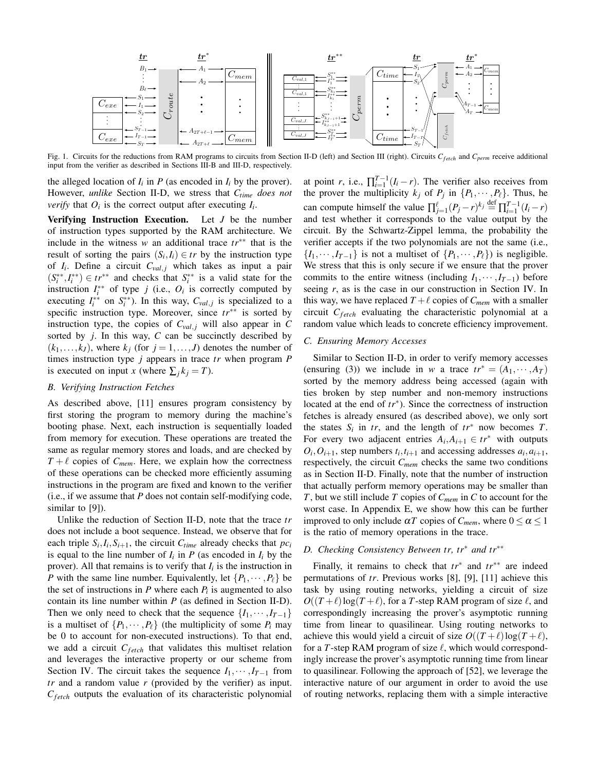Fig. 1. Circuits for the reductions from RAM programs to circuits from Section II-D (left) and Section III (right). Circuits $C_{fetch}$ and $C_{perm}$ receive additional input from the verifier as described in Sections III-B and III-D, respectively.

the alleged location of $I_i$ in $P$ (as encoded in $I_i$ by the prover). However, *unlike* Section II-D, we stress that $C_{time}$ *does not verify* that $O_i$ is the correct output after executing $I_i$.

**Verifying Instruction Execution.** Let $J$ be the number of instruction types supported by the RAM architecture. We include in the witness $w$ an additional trace $tr^{**}$ that is the result of sorting the pairs $(S_i, I_i) \in tr$ by the instruction type of $I_i$. Define a circuit $C_{val,j}$ which takes as input a pair $(S_i^{**}, I_i^{**}) \in tr^{**}$ and checks that $S_i^{**}$ is a valid state for the instruction $I_i^{**}$ of type $j$ (i.e., $O_i$ is correctly computed by executing $I_i^{**}$ on $S_i^{**}$). In this way, $C_{val,j}$ is specialized to a specific instruction type. Moreover, since $tr^{**}$ is sorted by instruction type, the copies of $C_{val,j}$ will also appear in $C$ sorted by $j$. In this way, $C$ can be succinctly described by $(k_1, \ldots, k_J)$, where $k_j$ (for $j = 1, \ldots, J$) denotes the number of times instruction type $j$ appears in trace $tr$ when program $P$ is executed on input $x$ (where $\sum_j k_j = T$).

### B. Verifying Instruction Fetches

As described above, [11] ensures program consistency by first storing the program to memory during the machine's booting phase. Next, each instruction is sequentially loaded from memory for execution. These operations are treated the same as regular memory stores and loads, and are checked by $T + \ell$ copies of $C_{mem}$. Here, we explain how the correctness of these operations can be checked more efficiently assuming instructions in the program are fixed and known to the verifier (i.e., if we assume that $P$ does not contain self-modifying code, similar to [9]).

Unlike the reduction of Section II-D, note that the trace $tr$ does not include a boot sequence. Instead, we observe that for each triple $S_i, I_i, S_{i+1}$, the circuit $C_{time}$ already checks that $pc_i$ is equal to the line number of $I_i$ in $P$ (as encoded in $I_i$ by the prover). All that remains is to verify that $I_i$ is the instruction in $P$ with the same line number. Equivalently, let $\{P_1, \cdots, P_\ell\}$ be the set of instructions in $P$ where each $P_i$ is augmented to also contain its line number within $P$ (as defined in Section II-D). Then we only need to check that the sequence $\{I_1, \cdots, I_{T-1}\}$ is a multiset of $\{P_1, \cdots, P_\ell\}$ (the multiplicity of some $P_i$ may be 0 to account for non-executed instructions). To that end, we add a circuit $C_{fetch}$ that validates this multiset relation and leverages the interactive property or our scheme from Section IV. The circuit takes the sequence $I_1, \cdots, I_{T-1}$ from $tr$ and a random value $r$ (provided by the verifier) as input. $C_{fetch}$ outputs the evaluation of its characteristic polynomial at point $r$, i.e., $\prod_{i=1}^{T-1}(I_i - r)$. The verifier also receives from the prover the multiplicity $k_j$ of $P_j$ in $\{P_1, \cdots, P_\ell\}$. Thus, he can compute himself the value $\prod_{j=1}^{\ell}(P_j - r)^{k_j} \stackrel{\text{def}}{=} \prod_{i=1}^{T-1}(I_i - r)$ and test whether it corresponds to the value output by the circuit. By the Schwartz-Zippel lemma, the probability the verifier accepts if the two polynomials are not the same (i.e., $\{I_1, \cdots, I_{T-1}\}$ is not a multiset of $\{P_1, \cdots, P_\ell\}$) is negligible. We stress that this is only secure if we ensure that the prover commits to the entire witness (including $I_1, \cdots, I_{T-1}$) before seeing $r$, as is the case in our construction in Section IV. In this way, we have replaced $T + \ell$ copies of $C_{mem}$ with a smaller circuit $C_{fetch}$ evaluating the characteristic polynomial at a random value which leads to concrete efficiency improvement.

### C. Ensuring Memory Accesses

Similar to Section II-D, in order to verify memory accesses (ensuring (3)) we include in $w$ a trace $tr^* = (A_1, \cdots, A_T)$ sorted by the memory address being accessed (again with ties broken by step number and non-memory instructions located at the end of $tr^*$). Since the correctness of instruction fetches is already ensured (as described above), we only sort the states $S_i$ in $tr$, and the length of $tr^*$ now becomes $T$. For every two adjacent entries $A_i, A_{i+1} \in tr^*$ with outputs $O_i, O_{i+1}$, step numbers $t_i, t_{i+1}$ and accessing addresses $a_i, a_{i+1}$, respectively, the circuit $C_{mem}$ checks the same two conditions as in Section II-D. Finally, note that the number of instruction that actually perform memory operations may be smaller than $T$, but we still include $T$ copies of $C_{mem}$ in $C$ to account for the worst case. In Appendix E, we show how this can be further improved to only include $\alpha T$ copies of $C_{mem}$, where $0 \leq \alpha \leq 1$ is the ratio of memory operations in the trace.

### D. Checking Consistency Between $tr$, $tr^*$ and $tr^{**}$

Finally, it remains to check that $tr^*$ and $tr^{**}$ are indeed permutations of $tr$. Previous works [8], [9], [11] achieve this task by using routing networks, yielding a circuit of size $O((T+\ell)\log(T+\ell))$, for a $T$-step RAM program of size $\ell$, and correspondingly increasing the prover's asymptotic running time from linear to quasilinear. Using routing networks to achieve this would yield a circuit of size $O((T+\ell)\log(T+\ell)$, for a $T$-step RAM program of size $\ell$, which would correspondingly increase the prover's asymptotic running time from linear to quasilinear. Following the approach of [52], we leverage the interactive nature of our argument in order to avoid the use of routing networks, replacing them with a simple interactive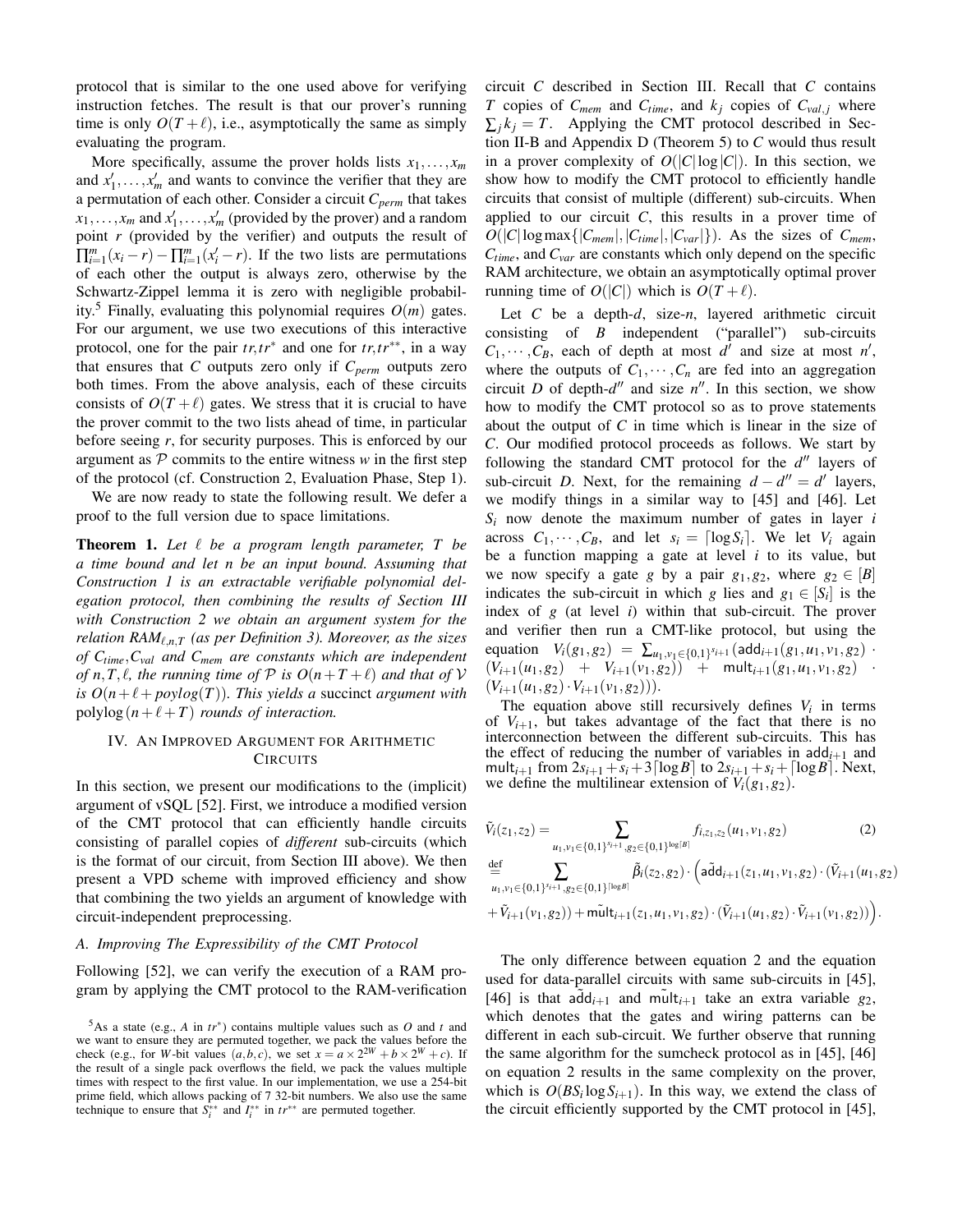protocol that is similar to the one used above for verifying instruction fetches. The result is that our prover's running time is only $O(T+\ell)$, i.e., asymptotically the same as simply evaluating the program.

More specifically, assume the prover holds lists $x_1,\ldots,x_m$ and $x'_1,\ldots,x'_m$ and wants to convince the verifier that they are a permutation of each other. Consider a circuit $C_{perm}$ that takes $x_1,\ldots,x_m$ and $x'_1,\ldots,x'_m$ (provided by the prover) and a random point $r$ (provided by the verifier) and outputs the result of $\prod_{i=1}^m (x_i - r) - \prod_{i=1}^m (x'_i - r)$. If the two lists are permutations of each other the output is always zero, otherwise by the Schwartz-Zippel lemma it is zero with negligible probability.[5] Finally, evaluating this polynomial requires $O(m)$ gates. For our argument, we use two executions of this interactive protocol, one for the pair $tr, tr^*$ and one for $tr, tr^{**}$, in a way that ensures that $C$ outputs zero only if $C_{perm}$ outputs zero both times. From the above analysis, each of these circuits consists of $O(T+\ell)$ gates. We stress that it is crucial to have the prover commit to the two lists ahead of time, in particular before seeing $r$, for security purposes. This is enforced by our argument as $\mathcal{P}$ commits to the entire witness $w$ in the first step of the protocol (cf. Construction 2, Evaluation Phase, Step 1).

We are now ready to state the following result. We defer a proof to the full version due to space limitations.

**Theorem 1.** *Let $\ell$ be a program length parameter, $T$ be a time bound and let $n$ be an input bound. Assuming that Construction 1 is an extractable verifiable polynomial delegation protocol, then combining the results of Section III with Construction 2 we obtain an argument system for the relation $RAM_{\ell,n,T}$ (as per Definition 3). Moreover, as the sizes of $C_{time}$, $C_{val}$ and $C_{mem}$ are constants which are independent of $n,T,\ell$, the running time of $\mathcal{P}$ is $O(n+T+\ell)$ and that of $\mathcal{V}$ is $O(n+\ell+poylog(T))$. This yields a* succinct *argument with* $\text{polylog}(n+\ell+T)$ *rounds of interaction.*

## IV. An Improved Argument for Arithmetic Circuits

In this section, we present our modifications to the (implicit) argument of vSQL [52]. First, we introduce a modified version of the CMT protocol that can efficiently handle circuits consisting of parallel copies of *different* sub-circuits (which is the format of our circuit, from Section III above). We then present a VPD scheme with improved efficiency and show that combining the two yields an argument of knowledge with circuit-independent preprocessing.

### A. Improving The Expressibility of the CMT Protocol

Following [52], we can verify the execution of a RAM program by applying the CMT protocol to the RAM-verification circuit $C$ described in Section III. Recall that $C$ contains $T$ copies of $C_{mem}$ and $C_{time}$, and $k_j$ copies of $C_{val,j}$ where $\sum_j k_j = T$. Applying the CMT protocol described in Section II-B and Appendix D (Theorem 5) to $C$ would thus result in a prover complexity of $O(|C|\log|C|)$. In this section, we show how to modify the CMT protocol to efficiently handle circuits that consist of multiple (different) sub-circuits. When applied to our circuit $C$, this results in a prover time of $O(|C|\log\max\{|C_{mem}|,|C_{time}|,|C_{var}|\})$. As the sizes of $C_{mem}$, $C_{time}$, and $C_{var}$ are constants which only depend on the specific RAM architecture, we obtain an asymptotically optimal prover running time of $O(|C|)$ which is $O(T+\ell)$.

Let $C$ be a depth-$d$, size-$n$, layered arithmetic circuit consisting of $B$ independent ("parallel") sub-circuits $C_1,\cdots,C_B$, each of depth at most $d'$ and size at most $n'$, where the outputs of $C_1,\cdots,C_n$ are fed into an aggregation circuit $D$ of depth-$d''$ and size $n''$. In this section, we show how to modify the CMT protocol so as to prove statements about the output of $C$ in time which is linear in the size of $C$. Our modified protocol proceeds as follows. We start by following the standard CMT protocol for the $d''$ layers of sub-circuit $D$. Next, for the remaining $d-d''=d'$ layers, we modify things in a similar way to [45] and [46]. Let $S_i$ now denote the maximum number of gates in layer $i$ across $C_1,\cdots,C_B$, and let $s_i = \lceil \log S_i \rceil$. We let $V_i$ again be a function mapping a gate at level $i$ to its value, but we now specify a gate $g$ by a pair $g_1,g_2$, where $g_2 \in [B]$ indicates the sub-circuit in which $g$ lies and $g_1 \in [S_i]$ is the index of $g$ (at level $i$) within that sub-circuit. The prover and verifier then run a CMT-like protocol, but using the equation $V_i(g_1,g_2) = \sum_{u_1,v_1\in\{0,1\}^{s_{i+1}}} (\mathsf{add}_{i+1}(g_1,u_1,v_1,g_2)\cdot (V_{i+1}(u_1,g_2) + V_{i+1}(v_1,g_2)) + \mathsf{mult}_{i+1}(g_1,u_1,v_1,g_2)\cdot (V_{i+1}(u_1,g_2)\cdot V_{i+1}(v_1,g_2)))$.

The equation above still recursively defines $V_i$ in terms of $V_{i+1}$, but takes advantage of the fact that there is no interconnection between the different sub-circuits. This has the effect of reducing the number of variables in $\mathsf{add}_{i+1}$ and $\mathsf{mult}_{i+1}$ from $2s_{i+1}+s_i+3\lceil\log B\rceil$ to $2s_{i+1}+s_i+\lceil\log B\rceil$. Next, we define the multilinear extension of $V_i(g_1,g_2)$.

$$
\begin{aligned}
\tilde{V}_i(z_1,z_2) &= \sum_{u_1,v_1\in\{0,1\}^{s_{i+1}},g_2\in\{0,1\}^{\log\lceil B\rceil}} f_{i,z_1,z_2}(u_1,v_1,g_2) \qquad (2)\\
&\stackrel{\text{def}}{=} \sum_{u_1,v_1\in\{0,1\}^{s_{i+1}},g_2\in\{0,1\}^{\lceil\log B\rceil}} \tilde{\beta}_i(z_2,g_2)\cdot\Big(\tilde{\mathsf{add}}_{i+1}(z_1,u_1,v_1,g_2)\cdot(\tilde{V}_{i+1}(u_1,g_2)\\
&+\tilde{V}_{i+1}(v_1,g_2)) + \tilde{\mathsf{mult}}_{i+1}(z_1,u_1,v_1,g_2)\cdot(\tilde{V}_{i+1}(u_1,g_2)\cdot\tilde{V}_{i+1}(v_1,g_2))\Big).
\end{aligned}
$$

The only difference between equation 2 and the equation used for data-parallel circuits with same sub-circuits in [45], [46] is that $\tilde{\mathsf{add}}_{i+1}$ and $\tilde{\mathsf{mult}}_{i+1}$ take an extra variable $g_2$, which denotes that the gates and wiring patterns can be different in each sub-circuit. We further observe that running the same algorithm for the sumcheck protocol as in [45], [46] on equation 2 results in the same complexity on the prover, which is $O(BS_i\log S_{i+1})$. In this way, we extend the class of the circuit efficiently supported by the CMT protocol in [45],

[5] As a state (e.g., $A$ in $tr^*$) contains multiple values such as $O$ and $t$ and we want to ensure they are permuted together, we pack the values before the check (e.g., for $W$-bit values $(a,b,c)$, we set $x = a\times 2^{2W} + b\times 2^W + c$). If the result of a single pack overflows the field, we pack the values multiple times with respect to the first value. In our implementation, we use a 254-bit prime field, which allows packing of 7 32-bit numbers. We also use the same technique to ensure that $S_i^{**}$ and $I_i^{**}$ in $tr^{**}$ are permuted together.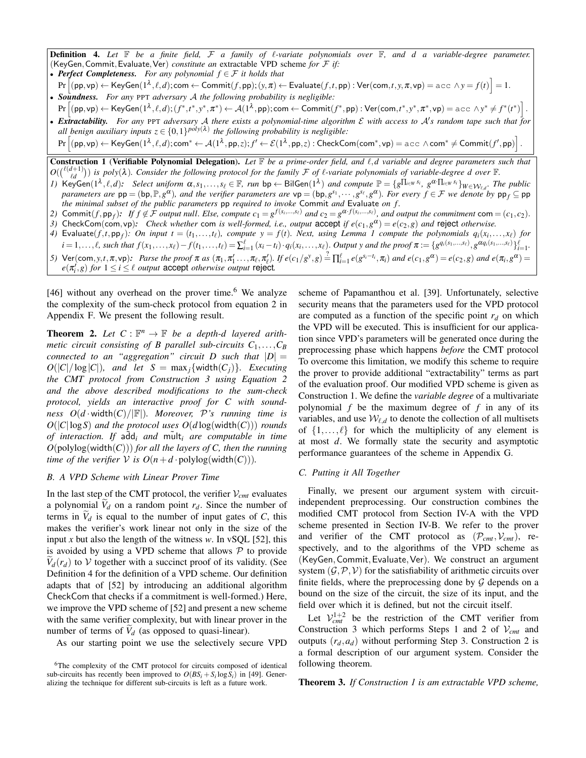**Definition 4.** *Let $\mathbb{F}$ be a finite field, $\mathcal{F}$ a family of $\ell$-variate polynomials over $\mathbb{F}$, and $d$ a variable-degree parameter.* $(\mathsf{KeyGen}, \mathsf{Commit}, \mathsf{Evaluate}, \mathsf{Ver})$ *constitute an* extractable VPD scheme *for $\mathcal{F}$ if:*

- ***Perfect Completeness.*** *For any polynomial $f \in \mathcal{F}$ it holds that*
$\Pr\left[(\mathsf{pp}, \mathsf{vp}) \leftarrow \mathsf{KeyGen}(1^\lambda, \ell, d); \mathsf{com} \leftarrow \mathsf{Commit}(f, \mathsf{pp}); (y, \pi) \leftarrow \mathsf{Evaluate}(f, t, \mathsf{pp}) : \mathsf{Ver}(\mathsf{com}, t, y, \pi, \mathsf{vp}) = \mathtt{acc} \wedge y = f(t)\right] = 1.$
- ***Soundness.*** *For any* PPT *adversary $\mathcal{A}$ the following probability is negligible:*
$\Pr\left[(\mathsf{pp}, \mathsf{vp}) \leftarrow \mathsf{KeyGen}(1^\lambda, \ell, d); (f^*, t^*, y^*, \pi^*) \leftarrow \mathcal{A}(1^\lambda, \mathsf{pp}); \mathsf{com} \leftarrow \mathsf{Commit}(f^*, \mathsf{pp}) : \mathsf{Ver}(\mathsf{com}, t^*, y^*, \pi^*, \mathsf{vp}) = \mathtt{acc} \wedge y^* \neq f^*(t^*)\right].$
- ***Extractability.*** *For any* PPT *adversary $\mathcal{A}$ there exists a polynomial-time algorithm $\mathcal{E}$ with access to $\mathcal{A}'$s random tape such that for all benign auxiliary inputs $z \in \{0,1\}^{poly(\lambda)}$ the following probability is negligible:*
$\Pr\left[(\mathsf{pp}, \mathsf{vp}) \leftarrow \mathsf{KeyGen}(1^\lambda, \ell, d); \mathsf{com}^* \leftarrow \mathcal{A}(1^\lambda, \mathsf{pp}, z); f' \leftarrow \mathcal{E}(1^\lambda, \mathsf{pp}, z) : \mathsf{CheckCom}(\mathsf{com}^*, \mathsf{vp}) = \mathtt{acc} \wedge \mathsf{com}^* \neq \mathsf{Commit}(f', \mathsf{pp})\right].$

**Construction 1 (Verifiable Polynomial Delegation).** *Let $\mathbb{F}$ be a prime-order field, and $\ell, d$ variable and degree parameters such that $O(\binom{\ell(d+1)}{\ell d})$ is $poly(\lambda)$. Consider the following protocol for the family $\mathcal{F}$ of $\ell$-variate polynomials of variable-degree $d$ over $\mathbb{F}$.*

1) $\mathsf{KeyGen}(1^\lambda, \ell, d)$*: Select uniform $\alpha, s_1, \ldots, s_\ell \in \mathbb{F}$, run $\mathsf{bp} \leftarrow \mathsf{BilGen}(1^\lambda)$ and compute $\mathbb{P} = \{g^{\prod_{i \in W} s_i}, g^{\alpha \cdot \prod_{i \in W} s_i}\}_{W \in \mathcal{W}_{\ell,d}}$. The public parameters are $\mathsf{pp} = (\mathsf{bp}, \mathbb{P}, g^\alpha)$, and the verifier parameters are $\mathsf{vp} = (\mathsf{bp}, g^{s_1}, \cdots, g^{s_\ell}, g^\alpha)$. For every $f \in \mathcal{F}$ we denote by $\mathsf{pp}_f \subseteq \mathsf{pp}$ the minimal subset of the public parameters $\mathsf{pp}$ required to invoke* $\mathsf{Commit}$ *and* $\mathsf{Evaluate}$ *on $f$.*
2) $\mathsf{Commit}(f, \mathsf{pp}_f)$*: If $f \notin \mathcal{F}$ output null. Else, compute $c_1 = g^{f(s_1, \ldots, s_\ell)}$ and $c_2 = g^{\alpha \cdot f(s_1, \ldots, s_\ell)}$, and output the commitment $\mathsf{com} = (c_1, c_2)$.*
3) $\mathsf{CheckCom}(\mathsf{com}, \mathsf{vp})$*: Check whether* $\mathsf{com}$ *is well-formed, i.e., output* accept *if $e(c_1, g^\alpha) = e(c_2, g)$ and* reject *otherwise.*
4) $\mathsf{Evaluate}(f, t, \mathsf{pp}_f)$*: On input $t = (t_1, \ldots, t_\ell)$, compute $y = f(t)$. Next, using Lemma 1 compute the polynomials $q_i(x_i, \ldots, x_\ell)$ for $i = 1, \ldots, \ell$, such that $f(x_1, \ldots, x_\ell) - f(t_1, \ldots, t_\ell) = \sum_{i=1}^{\ell} (x_i - t_i) \cdot q_i(x_i, \ldots, x_\ell)$. Output $y$ and the proof $\pi := \{g^{q_i(s_1, \ldots, s_\ell)}, g^{\alpha q_i(s_1, \ldots, s_\ell)}\}_{i=1}^{\ell}$.*
5) $\mathsf{Ver}(\mathsf{com}, y, t, \pi, \mathsf{vp})$*: Parse the proof $\pi$ as $(\pi_1, \pi'_1 \ldots, \pi_\ell, \pi'_\ell)$. If $e(c_1/g^y, g) \stackrel{?}{=} \prod_{i=1}^{\ell} e(g^{s_i - t_i}, \pi_i)$ and $e(c_1, g^\alpha) = e(c_2, g)$ and $e(\pi_i, g^\alpha) = e(\pi'_i, g)$ for $1 \le i \le \ell$ output* accept *otherwise output* reject*.*

[46] without any overhead on the prover time.[6] We analyze the complexity of the sum-check protocol from equation 2 in Appendix F. We present the following result.

**Theorem 2.** *Let $C : \mathbb{F}^n \to \mathbb{F}$ be a depth-$d$ layered arithmetic circuit consisting of $B$ parallel sub-circuits $C_1, \ldots, C_B$ connected to an "aggregation" circuit $D$ such that $|D| = O(|C|/\log|C|)$, and let $S = \max_j\{\mathsf{width}(C_j)\}$. Executing the CMT protocol from Construction 3 using Equation 2 and the above described modifications to the sum-check protocol, yields an interactive proof for $C$ with soundness $O(d \cdot \mathsf{width}(C)/|\mathbb{F}|)$. Moreover, $\mathcal{P}$'s running time is $O(|C| \log S)$ and the protocol uses $O(d \log(\mathsf{width}(C)))$ rounds of interaction. If $\tilde{\mathsf{add}}_i$ and $\tilde{\mathsf{mult}}_i$ are computable in time $O(\mathsf{polylog}(\mathsf{width}(C)))$ for all the layers of $C$, then the running time of the verifier $\mathcal{V}$ is $O(n + d \cdot \mathsf{polylog}(\mathsf{width}(C)))$.*

### *B. A VPD Scheme with Linear Prover Time*

In the last step of the CMT protocol, the verifier $\mathcal{V}_{cmt}$ evaluates a polynomial $\widetilde{V}_d$ on a random point $r_d$. Since the number of terms in $\widetilde{V}_d$ is equal to the number of input gates of $C$, this makes the verifier's work linear not only in the size of the input $x$ but also the length of the witness $w$. In vSQL [52], this is avoided by using a VPD scheme that allows $\mathcal{P}$ to provide $\widetilde{V}_d(r_d)$ to $\mathcal{V}$ together with a succinct proof of its validity. (See Definition 4 for the definition of a VPD scheme. Our definition adapts that of [52] by introducing an additional algorithm $\mathsf{CheckCom}$ that checks if a commitment is well-formed.) Here, we improve the VPD scheme of [52] and present a new scheme with the same verifier complexity, but with linear prover in the number of terms of $\widetilde{V}_d$ (as opposed to quasi-linear).

As our starting point we use the selectively secure VPD scheme of Papamanthou et al. [39]. Unfortunately, selective security means that the parameters used for the VPD protocol are computed as a function of the specific point $r_d$ on which the VPD will be executed. This is insufficient for our application since VPD's parameters will be generated once during the preprocessing phase which happens *before* the CMT protocol To overcome this limitation, we modify this scheme to require the prover to provide additional "extractability" terms as part of the evaluation proof. Our modified VPD scheme is given as Construction 1. We define the *variable degree* of a multivariate polynomial $f$ be the maximum degree of $f$ in any of its variables, and use $\mathcal{W}_{\ell,d}$ to denote the collection of all multisets of $\{1, \ldots, \ell\}$ for which the multiplicity of any element is at most $d$. We formally state the security and asymptotic performance guarantees of the scheme in Appendix G.

### *C. Putting it All Together*

Finally, we present our argument system with circuit-independent preprocessing. Our construction combines the modified CMT protocol from Section IV-A with the VPD scheme presented in Section IV-B. We refer to the prover and verifier of the CMT protocol as $(\mathcal{P}_{cmt}, \mathcal{V}_{cmt})$, respectively, and to the algorithms of the VPD scheme as $(\mathsf{KeyGen}, \mathsf{Commit}, \mathsf{Evaluate}, \mathsf{Ver})$. We construct an argument system $(\mathcal{G}, \mathcal{P}, \mathcal{V})$ for the satisfiability of arithmetic circuits over finite fields, where the preprocessing done by $\mathcal{G}$ depends on a bound on the size of the circuit, the size of its input, and the field over which it is defined, but not the circuit itself.

Let $\mathcal{V}_{cmt}^{1+2}$ be the restriction of the CMT verifier from Construction 3 which performs Steps 1 and 2 of $\mathcal{V}_{cmt}$ and outputs $(r_d, a_d)$ without performing Step 3. Construction 2 is a formal description of our argument system. Consider the following theorem.

**Theorem 3.** *If Construction 1 is am extractable VPD scheme,*

[6] The complexity of the CMT protocol for circuits composed of identical sub-circuits has recently been improved to $O(BS_i + S_i \log S_i)$ in [49]. Generalizing the technique for different sub-circuits is left as a future work.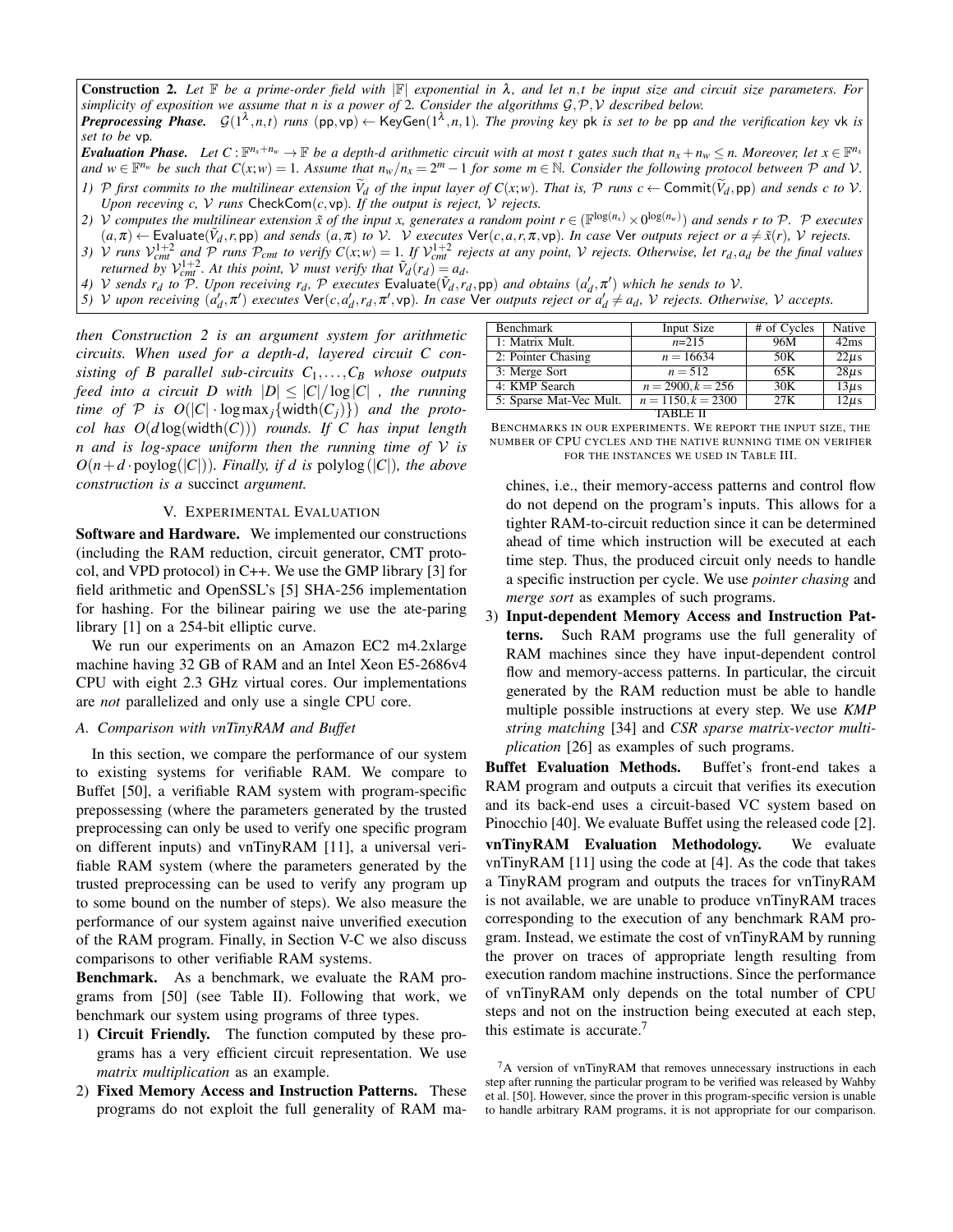**Construction 2.** *Let $\mathbb{F}$ be a prime-order field with $|\mathbb{F}|$ exponential in $\lambda$, and let $n,t$ be input size and circuit size parameters. For simplicity of exposition we assume that $n$ is a power of 2. Consider the algorithms $\mathcal{G},\mathcal{P},\mathcal{V}$ described below.*

***Preprocessing Phase.*** *$\mathcal{G}(1^\lambda,n,t)$ runs $(\mathsf{pp},\mathsf{vp}) \leftarrow \mathsf{KeyGen}(1^\lambda,n,1)$. The proving key $\mathsf{pk}$ is set to be $\mathsf{pp}$ and the verification key $\mathsf{vk}$ is set to be $\mathsf{vp}$.*

***Evaluation Phase.*** *Let $C : \mathbb{F}^{n_x+n_w} \to \mathbb{F}$ be a depth-$d$ arithmetic circuit with at most $t$ gates such that $n_x + n_w \le n$. Moreover, let $x \in \mathbb{F}^{n_x}$ and $w \in \mathbb{F}^{n_w}$ be such that $C(x;w) = 1$. Assume that $n_w/n_x = 2^m - 1$ for some $m \in \mathbb{N}$. Consider the following protocol between $\mathcal{P}$ and $\mathcal{V}$.*

1) *$\mathcal{P}$ first commits to the multilinear extension $\widetilde{V}_d$ of the input layer of $C(x;w)$. That is, $\mathcal{P}$ runs $c \leftarrow \mathsf{Commit}(\widetilde{V}_d,\mathsf{pp})$ and sends $c$ to $\mathcal{V}$. Upon receving $c$, $\mathcal{V}$ runs $\mathsf{CheckCom}(c,\mathsf{vp})$. If the output is reject, $\mathcal{V}$ rejects.*
2) *$\mathcal{V}$ computes the multilinear extension $\tilde{x}$ of the input $x$, generates a random point $r \in (\mathbb{F}^{\log(n_x)} \times 0^{\log(n_w)})$ and sends $r$ to $\mathcal{P}$. $\mathcal{P}$ executes $(a,\pi) \leftarrow \mathsf{Evaluate}(\tilde{V}_d,r,\mathsf{pp})$ and sends $(a,\pi)$ to $\mathcal{V}$. $\mathcal{V}$ executes $\mathsf{Ver}(c,a,r,\pi,\mathsf{vp})$. In case $\mathsf{Ver}$ outputs reject or $a \neq \tilde{x}(r)$, $\mathcal{V}$ rejects.*
3) *$\mathcal{V}$ runs $\mathcal{V}^{1+2}_{cmt}$ and $\mathcal{P}$ runs $\mathcal{P}_{cmt}$ to verify $C(x;w) = 1$. If $\mathcal{V}^{1+2}_{cmt}$ rejects at any point, $\mathcal{V}$ rejects. Otherwise, let $r_d, a_d$ be the final values returned by $\mathcal{V}^{1+2}_{cmt}$. At this point, $\mathcal{V}$ must verify that $\tilde{V}_d(r_d) = a_d$.*
4) *$\mathcal{V}$ sends $r_d$ to $\mathcal{P}$. Upon receiving $r_d$, $\mathcal{P}$ executes $\mathsf{Evaluate}(\tilde{V}_d,r_d,\mathsf{pp})$ and obtains $(a'_d,\pi')$ which he sends to $\mathcal{V}$.*
5) *$\mathcal{V}$ upon receiving $(a'_d,\pi')$ executes $\mathsf{Ver}(c,a'_d,r_d,\pi',\mathsf{vp})$. In case $\mathsf{Ver}$ outputs reject or $a'_d \neq a_d$, $\mathcal{V}$ rejects. Otherwise, $\mathcal{V}$ accepts.*

*then Construction 2 is an argument system for arithmetic circuits. When used for a depth-$d$, layered circuit $C$ consisting of $B$ parallel sub-circuits $C_1,\ldots,C_B$ whose outputs feed into a circuit $D$ with $|D| \le |C|/\log|C|$ , the running time of $\mathcal{P}$ is $O(|C| \cdot \log \max_j\{\mathsf{width}(C_j)\})$ and the protocol has $O(d\log(\mathsf{width}(C)))$ rounds. If $C$ has input length $n$ and is log-space uniform then the running time of $\mathcal{V}$ is $O(n + d \cdot \mathrm{poylog}(|C|))$. Finally, if $d$ is $\mathrm{polylog}(|C|)$, the above construction is a* succinct *argument.*

## V. Experimental Evaluation

**Software and Hardware.** We implemented our constructions (including the RAM reduction, circuit generator, CMT protocol, and VPD protocol) in C++. We use the GMP library [3] for field arithmetic and OpenSSL's [5] SHA-256 implementation for hashing. For the bilinear pairing we use the ate-paring library [1] on a 254-bit elliptic curve.

We run our experiments on an Amazon EC2 m4.2xlarge machine having 32 GB of RAM and an Intel Xeon E5-2686v4 CPU with eight 2.3 GHz virtual cores. Our implementations are *not* parallelized and only use a single CPU core.

### A. Comparison with vnTinyRAM and Buffet

In this section, we compare the performance of our system to existing systems for verifiable RAM. We compare to Buffet [50], a verifiable RAM system with program-specific prepossessing (where the parameters generated by the trusted preprocessing can only be used to verify one specific program on different inputs) and vnTinyRAM [11], a universal verifiable RAM system (where the parameters generated by the trusted preprocessing can be used to verify any program up to some bound on the number of steps). We also measure the performance of our system against naive unverified execution of the RAM program. Finally, in Section V-C we also discuss comparisons to other verifiable RAM systems.

**Benchmark.** As a benchmark, we evaluate the RAM programs from [50] (see Table II). Following that work, we benchmark our system using programs of three types.

1) **Circuit Friendly.** The function computed by these programs has a very efficient circuit representation. We use *matrix multiplication* as an example.
2) **Fixed Memory Access and Instruction Patterns.** These programs do not exploit the full generality of RAM machines, i.e., their memory-access patterns and control flow do not depend on the program's inputs. This allows for a tighter RAM-to-circuit reduction since it can be determined ahead of time which instruction will be executed at each time step. Thus, the produced circuit only needs to handle a specific instruction per cycle. We use *pointer chasing* and *merge sort* as examples of such programs.
3) **Input-dependent Memory Access and Instruction Patterns.** Such RAM programs use the full generality of RAM machines since they have input-dependent control flow and memory-access patterns. In particular, the circuit generated by the RAM reduction must be able to handle multiple possible instructions at every step. We use *KMP string matching* [34] and *CSR sparse matrix-vector multiplication* [26] as examples of such programs.

| Benchmark | Input Size | # of Cycles | Native |
|---|---|---|---|
| 1: Matrix Mult. | $n$=215 | 96M | 42ms |
| 2: Pointer Chasing | $n = 16634$ | 50K | 22$\mu$s |
| 3: Merge Sort | $n = 512$ | 65K | 28$\mu$s |
| 4: KMP Search | $n = 2900, k = 256$ | 30K | 13$\mu$s |
| 5: Sparse Mat-Vec Mult. | $n = 1150, k = 2300$ | 27K | 12$\mu$s |

TABLE II

Benchmarks in our experiments. We report the input size, the number of CPU cycles and the native running time on verifier for the instances we used in Table III.

**Buffet Evaluation Methods.** Buffet's front-end takes a RAM program and outputs a circuit that verifies its execution and its back-end uses a circuit-based VC system based on Pinocchio [40]. We evaluate Buffet using the released code [2].

**vnTinyRAM Evaluation Methodology.** We evaluate vnTinyRAM [11] using the code at [4]. As the code that takes a TinyRAM program and outputs the traces for vnTinyRAM is not available, we are unable to produce vnTinyRAM traces corresponding to the execution of any benchmark RAM program. Instead, we estimate the cost of vnTinyRAM by running the prover on traces of appropriate length resulting from execution random machine instructions. Since the performance of vnTinyRAM only depends on the total number of CPU steps and not on the instruction being executed at each step, this estimate is accurate.[7]

[7] A version of vnTinyRAM that removes unnecessary instructions in each step after running the particular program to be verified was released by Wahby et al. [50]. However, since the prover in this program-specific version is unable to handle arbitrary RAM programs, it is not appropriate for our comparison.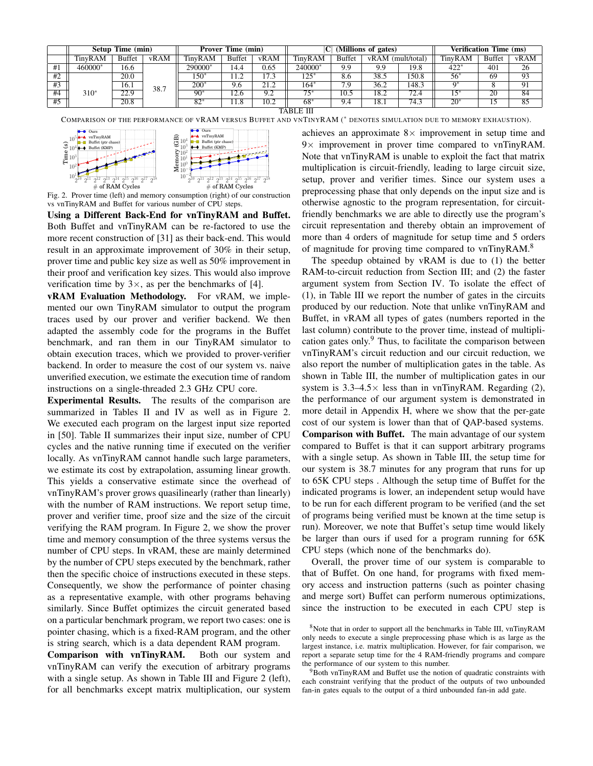|  | Setup Time (min) |  |  | Prover Time (min) |  |  | $\|C\|$ (Millions of gates) |  |  |  | Verification Time (ms) |  |  |
|---|---|---|---|---|---|---|---|---|---|---|---|---|---|
|  | TinyRAM | Buffet | vRAM | TinyRAM | Buffet | vRAM | TinyRAM | Buffet | vRAM (mult/total) |  | TinyRAM | Buffet | vRAM |
| #1 | 460000* | 16.6 |  | 290000* | 14.4 | 0.65 | 240000* | 9.9 | 9.9 | 19.8 | 422* | 401 | 26 |
| #2 | 310* | 20.0 | 38.7 | 150* | 11.2 | 17.3 | 125* | 8.6 | 38.5 | 150.8 | 56* | 69 | 93 |
| #3 |  | 16.1 |  | 200* | 9.6 | 21.2 | 164* | 7.9 | 36.2 | 148.3 | 9* | 8 | 91 |
| #4 |  | 22.9 |  | 90* | 12.6 | 9.2 | 75* | 10.5 | 18.2 | 72.4 | 15* | 20 | 84 |
| #5 |  | 20.8 |  | 82* | 11.8 | 10.2 | 68* | 9.4 | 18.1 | 74.3 | 20* | 15 | 85 |

TABLE III

COMPARISON OF THE PERFORMANCE OF vRAM VERSUS BUFFET AND VNTINYRAM (* DENOTES SIMULATION DUE TO MEMORY EXHAUSTION).

Fig. 2. Prover time (left) and memory consumption (right) of our construction vs vnTinyRAM and Buffet for various number of CPU steps.

**Using a Different Back-End for vnTinyRAM and Buffet.** Both Buffet and vnTinyRAM can be re-factored to use the more recent construction of [31] as their back-end. This would result in an approximate improvement of 30% in their setup, prover time and public key size as well as 50% improvement in their proof and verification key sizes. This would also improve verification time by $3\times$, as per the benchmarks of [4].

**vRAM Evaluation Methodology.** For vRAM, we implemented our own TinyRAM simulator to output the program traces used by our prover and verifier backend. We then adapted the assembly code for the programs in the Buffet benchmark, and ran them in our TinyRAM simulator to obtain execution traces, which we provided to prover-verifier backend. In order to measure the cost of our system vs. naive unverified execution, we estimate the execution time of random instructions on a single-threaded 2.3 GHz CPU core.

**Experimental Results.** The results of the comparison are summarized in Tables II and IV as well as in Figure 2. We executed each program on the largest input size reported in [50]. Table II summarizes their input size, number of CPU cycles and the native running time if executed on the verifier locally. As vnTinyRAM cannot handle such large parameters, we estimate its cost by extrapolation, assuming linear growth. This yields a conservative estimate since the overhead of vnTinyRAM's prover grows quasilinearly (rather than linearly) with the number of RAM instructions. We report setup time, prover and verifier time, proof size and the size of the circuit verifying the RAM program. In Figure 2, we show the prover time and memory consumption of the three systems versus the number of CPU steps. In vRAM, these are mainly determined by the number of CPU steps executed by the benchmark, rather then the specific choice of instructions executed in these steps. Consequently, we show the performance of pointer chasing as a representative example, with other programs behaving similarly. Since Buffet optimizes the circuit generated based on a particular benchmark program, we report two cases: one is pointer chasing, which is a fixed-RAM program, and the other is string search, which is a data dependent RAM program.

**Comparison with vnTinyRAM.** Both our system and vnTinyRAM can verify the execution of arbitrary programs with a single setup. As shown in Table III and Figure 2 (left), for all benchmarks except matrix multiplication, our system achieves an approximate $8\times$ improvement in setup time and $9\times$ improvement in prover time compared to vnTinyRAM. Note that vnTinyRAM is unable to exploit the fact that matrix multiplication is circuit-friendly, leading to large circuit size, setup, prover and verifier times. Since our system uses a preprocessing phase that only depends on the input size and is otherwise agnostic to the program representation, for circuit-friendly benchmarks we are able to directly use the program's circuit representation and thereby obtain an improvement of more than 4 orders of magnitude for setup time and 5 orders of magnitude for proving time compared to vnTinyRAM.[8]

The speedup obtained by vRAM is due to (1) the better RAM-to-circuit reduction from Section III; and (2) the faster argument system from Section IV. To isolate the effect of (1), in Table III we report the number of gates in the circuits produced by our reduction. Note that unlike vnTinyRAM and Buffet, in vRAM all types of gates (numbers reported in the last column) contribute to the prover time, instead of multiplication gates only.[9] Thus, to facilitate the comparison between vnTinyRAM's circuit reduction and our circuit reduction, we also report the number of multiplication gates in the table. As shown in Table III, the number of multiplication gates in our system is 3.3–$4.5\times$ less than in vnTinyRAM. Regarding (2), the performance of our argument system is demonstrated in more detail in Appendix H, where we show that the per-gate cost of our system is lower than that of QAP-based systems.

**Comparison with Buffet.** The main advantage of our system compared to Buffet is that it can support arbitrary programs with a single setup. As shown in Table III, the setup time for our system is 38.7 minutes for any program that runs for up to 65K CPU steps . Although the setup time of Buffet for the indicated programs is lower, an independent setup would have to be run for each different program to be verified (and the set of programs being verified must be known at the time setup is run). Moreover, we note that Buffet's setup time would likely be larger than ours if used for a program running for 65K CPU steps (which none of the benchmarks do).

Overall, the prover time of our system is comparable to that of Buffet. On one hand, for programs with fixed memory access and instruction patterns (such as pointer chasing and merge sort) Buffet can perform numerous optimizations, since the instruction to be executed in each CPU step is

[8] Note that in order to support all the benchmarks in Table III, vnTinyRAM only needs to execute a single preprocessing phase which is as large as the largest instance, i.e. matrix multiplication. However, for fair comparison, we report a separate setup time for the 4 RAM-friendly programs and compare the performance of our system to this number.

[9] Both vnTinyRAM and Buffet use the notion of quadratic constraints with each constraint verifying that the product of the outputs of two unbounded fan-in gates equals to the output of a third unbounded fan-in add gate.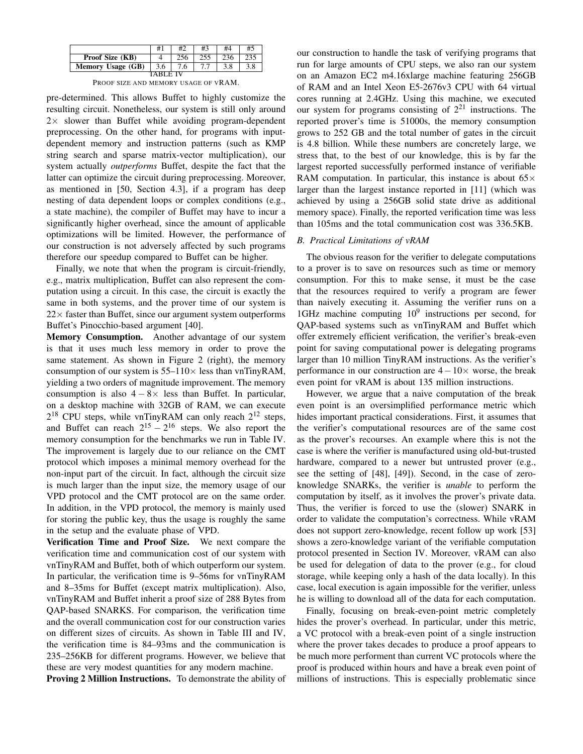|  | #1 | #2 | #3 | #4 | #5 |
|---|---|---|---|---|---|
| **Proof Size (KB)** | 4 | 256 | 255 | 236 | 235 |
| **Memory Usage (GB)** | 3.6 | 7.6 | 7.7 | 3.8 | 3.8 |

TABLE IV
PROOF SIZE AND MEMORY USAGE OF vRAM.

pre-determined. This allows Buffet to highly customize the resulting circuit. Nonetheless, our system is still only around $2\times$ slower than Buffet while avoiding program-dependent preprocessing. On the other hand, for programs with input-dependent memory and instruction patterns (such as KMP string search and sparse matrix-vector multiplication), our system actually *outperforms* Buffet, despite the fact that the latter can optimize the circuit during preprocessing. Moreover, as mentioned in [50, Section 4.3], if a program has deep nesting of data dependent loops or complex conditions (e.g., a state machine), the compiler of Buffet may have to incur a significantly higher overhead, since the amount of applicable optimizations will be limited. However, the performance of our construction is not adversely affected by such programs therefore our speedup compared to Buffet can be higher.

Finally, we note that when the program is circuit-friendly, e.g., matrix multiplication, Buffet can also represent the computation using a circuit. In this case, the circuit is exactly the same in both systems, and the prover time of our system is $22\times$ faster than Buffet, since our argument system outperforms Buffet's Pinocchio-based argument [40].

**Memory Consumption.** Another advantage of our system is that it uses much less memory in order to prove the same statement. As shown in Figure 2 (right), the memory consumption of our system is 55–$110\times$ less than vnTinyRAM, yielding a two orders of magnitude improvement. The memory consumption is also $4-8\times$ less than Buffet. In particular, on a desktop machine with 32GB of RAM, we can execute $2^{18}$ CPU steps, while vnTinyRAM can only reach $2^{12}$ steps, and Buffet can reach $2^{15}-2^{16}$ steps. We also report the memory consumption for the benchmarks we run in Table IV. The improvement is largely due to our reliance on the CMT protocol which imposes a minimal memory overhead for the non-input part of the circuit. In fact, although the circuit size is much larger than the input size, the memory usage of our VPD protocol and the CMT protocol are on the same order. In addition, in the VPD protocol, the memory is mainly used for storing the public key, thus the usage is roughly the same in the setup and the evaluate phase of VPD.

**Verification Time and Proof Size.** We next compare the verification time and communication cost of our system with vnTinyRAM and Buffet, both of which outperform our system. In particular, the verification time is 9–56ms for vnTinyRAM and 8–35ms for Buffet (except matrix multiplication). Also, vnTinyRAM and Buffet inherit a proof size of 288 Bytes from QAP-based SNARKS. For comparison, the verification time and the overall communication cost for our construction varies on different sizes of circuits. As shown in Table III and IV, the verification time is 84–93ms and the communication is 235–256KB for different programs. However, we believe that these are very modest quantities for any modern machine.

**Proving 2 Million Instructions.** To demonstrate the ability of our construction to handle the task of verifying programs that run for large amounts of CPU steps, we also ran our system on an Amazon EC2 m4.16xlarge machine featuring 256GB of RAM and an Intel Xeon E5-2676v3 CPU with 64 virtual cores running at 2.4GHz. Using this machine, we executed our system for programs consisting of $2^{21}$ instructions. The reported prover's time is 51000s, the memory consumption grows to 252 GB and the total number of gates in the circuit is 4.8 billion. While these numbers are concretely large, we stress that, to the best of our knowledge, this is by far the largest reported successfully performed instance of verifiable RAM computation. In particular, this instance is about $65\times$ larger than the largest instance reported in [11] (which was achieved by using a 256GB solid state drive as additional memory space). Finally, the reported verification time was less than 105ms and the total communication cost was 336.5KB.

### B. Practical Limitations of vRAM

The obvious reason for the verifier to delegate computations to a prover is to save on resources such as time or memory consumption. For this to make sense, it must be the case that the resources required to verify a program are fewer than naively executing it. Assuming the verifier runs on a 1GHz machine computing $10^9$ instructions per second, for QAP-based systems such as vnTinyRAM and Buffet which offer extremely efficient verification, the verifier's break-even point for saving computational power is delegating programs larger than 10 million TinyRAM instructions. As the verifier's performance in our construction are $4-10\times$ worse, the break even point for vRAM is about 135 million instructions.

However, we argue that a naive computation of the break even point is an oversimplified performance metric which hides important practical considerations. First, it assumes that the verifier's computational resources are of the same cost as the prover's recourses. An example where this is not the case is where the verifier is manufactured using old-but-trusted hardware, compared to a newer but untrusted prover (e.g., see the setting of [48], [49]). Second, in the case of zero-knowledge SNARKs, the verifier is *unable* to perform the computation by itself, as it involves the prover's private data. Thus, the verifier is forced to use the (slower) SNARK in order to validate the computation's correctness. While vRAM does not support zero-knowledge, recent follow up work [53] shows a zero-knowledge variant of the verifiable computation protocol presented in Section IV. Moreover, vRAM can also be used for delegation of data to the prover (e.g., for cloud storage, while keeping only a hash of the data locally). In this case, local execution is again impossible for the verifier, unless he is willing to download all of the data for each computation.

Finally, focusing on break-even-point metric completely hides the prover's overhead. In particular, under this metric, a VC protocol with a break-even point of a single instruction where the prover takes decades to produce a proof appears to be much more performent than current VC protocols where the proof is produced within hours and have a break even point of millions of instructions. This is especially problematic since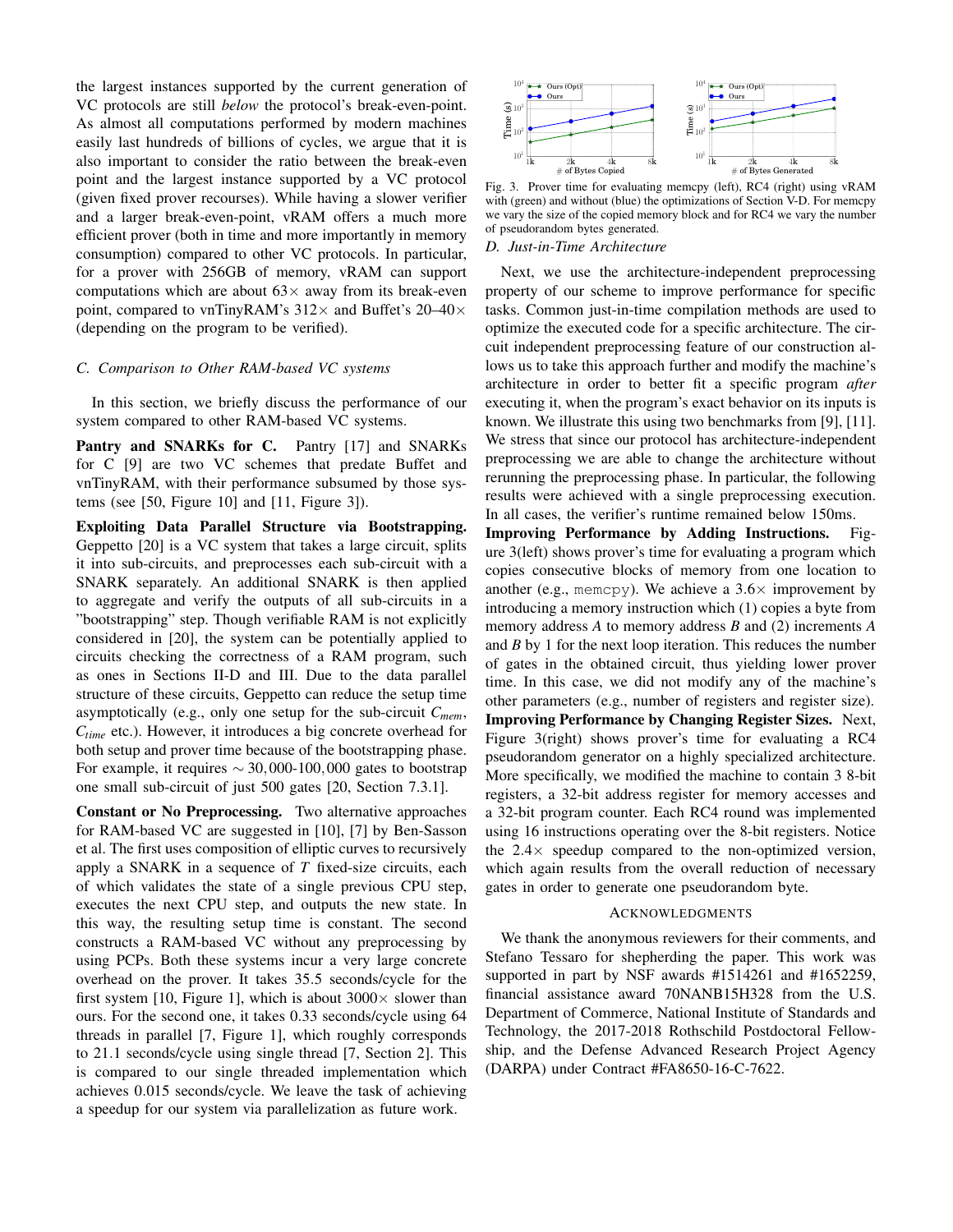the largest instances supported by the current generation of VC protocols are still *below* the protocol's break-even-point. As almost all computations performed by modern machines easily last hundreds of billions of cycles, we argue that it is also important to consider the ratio between the break-even point and the largest instance supported by a VC protocol (given fixed prover recourses). While having a slower verifier and a larger break-even-point, vRAM offers a much more efficient prover (both in time and more importantly in memory consumption) compared to other VC protocols. In particular, for a prover with 256GB of memory, vRAM can support computations which are about $63\times$ away from its break-even point, compared to vnTinyRAM's $312\times$ and Buffet's 20–$40\times$ (depending on the program to be verified).

### C. Comparison to Other RAM-based VC systems

In this section, we briefly discuss the performance of our system compared to other RAM-based VC systems.

**Pantry and SNARKs for C.** Pantry [17] and SNARKs for C [9] are two VC schemes that predate Buffet and vnTinyRAM, with their performance subsumed by those systems (see [50, Figure 10] and [11, Figure 3]).

**Exploiting Data Parallel Structure via Bootstrapping.** Geppetto [20] is a VC system that takes a large circuit, splits it into sub-circuits, and preprocesses each sub-circuit with a SNARK separately. An additional SNARK is then applied to aggregate and verify the outputs of all sub-circuits in a "bootstrapping" step. Though verifiable RAM is not explicitly considered in [20], the system can be potentially applied to circuits checking the correctness of a RAM program, such as ones in Sections II-D and III. Due to the data parallel structure of these circuits, Geppetto can reduce the setup time asymptotically (e.g., only one setup for the sub-circuit $C_{mem}$, $C_{time}$ etc.). However, it introduces a big concrete overhead for both setup and prover time because of the bootstrapping phase. For example, it requires $\sim 30{,}000$-$100{,}000$ gates to bootstrap one small sub-circuit of just 500 gates [20, Section 7.3.1].

**Constant or No Preprocessing.** Two alternative approaches for RAM-based VC are suggested in [10], [7] by Ben-Sasson et al. The first uses composition of elliptic curves to recursively apply a SNARK in a sequence of $T$ fixed-size circuits, each of which validates the state of a single previous CPU step, executes the next CPU step, and outputs the new state. In this way, the resulting setup time is constant. The second constructs a RAM-based VC without any preprocessing by using PCPs. Both these systems incur a very large concrete overhead on the prover. It takes 35.5 seconds/cycle for the first system [10, Figure 1], which is about $3000\times$ slower than ours. For the second one, it takes 0.33 seconds/cycle using 64 threads in parallel [7, Figure 1], which roughly corresponds to 21.1 seconds/cycle using single thread [7, Section 2]. This is compared to our single threaded implementation which achieves 0.015 seconds/cycle. We leave the task of achieving a speedup for our system via parallelization as future work.

Fig. 3. Prover time for evaluating memcpy (left), RC4 (right) using vRAM with (green) and without (blue) the optimizations of Section V-D. For memcpy we vary the size of the copied memory block and for RC4 we vary the number of pseudorandom bytes generated.

### D. Just-in-Time Architecture

Next, we use the architecture-independent preprocessing property of our scheme to improve performance for specific tasks. Common just-in-time compilation methods are used to optimize the executed code for a specific architecture. The circuit independent preprocessing feature of our construction allows us to take this approach further and modify the machine's architecture in order to better fit a specific program *after* executing it, when the program's exact behavior on its inputs is known. We illustrate this using two benchmarks from [9], [11]. We stress that since our protocol has architecture-independent preprocessing we are able to change the architecture without rerunning the preprocessing phase. In particular, the following results were achieved with a single preprocessing execution. In all cases, the verifier's runtime remained below 150ms.

**Improving Performance by Adding Instructions.** Figure 3(left) shows prover's time for evaluating a program which copies consecutive blocks of memory from one location to another (e.g., `memcpy`). We achieve a $3.6\times$ improvement by introducing a memory instruction which (1) copies a byte from memory address $A$ to memory address $B$ and (2) increments $A$ and $B$ by 1 for the next loop iteration. This reduces the number of gates in the obtained circuit, thus yielding lower prover time. In this case, we did not modify any of the machine's other parameters (e.g., number of registers and register size).

**Improving Performance by Changing Register Sizes.** Next, Figure 3(right) shows prover's time for evaluating a RC4 pseudorandom generator on a highly specialized architecture. More specifically, we modified the machine to contain 3 8-bit registers, a 32-bit address register for memory accesses and a 32-bit program counter. Each RC4 round was implemented using 16 instructions operating over the 8-bit registers. Notice the $2.4\times$ speedup compared to the non-optimized version, which again results from the overall reduction of necessary gates in order to generate one pseudorandom byte.

## ACKNOWLEDGMENTS

We thank the anonymous reviewers for their comments, and Stefano Tessaro for shepherding the paper. This work was supported in part by NSF awards #1514261 and #1652259, financial assistance award 70NANB15H328 from the U.S. Department of Commerce, National Institute of Standards and Technology, the 2017-2018 Rothschild Postdoctoral Fellowship, and the Defense Advanced Research Project Agency (DARPA) under Contract #FA8650-16-C-7622.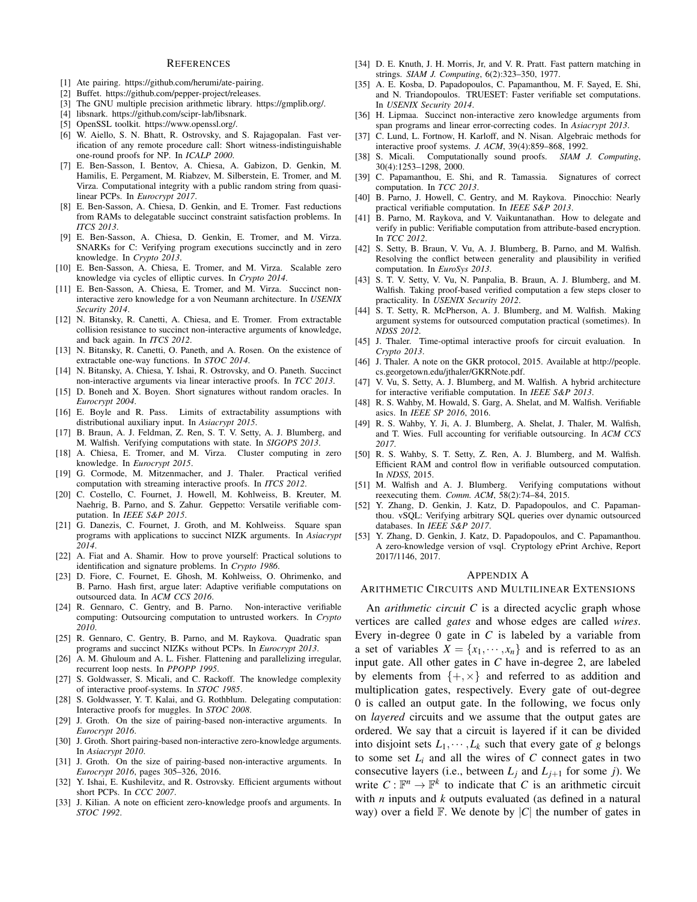## REFERENCES

[1] Ate pairing. https://github.com/herumi/ate-pairing.

[2] Buffet. https://github.com/pepper-project/releases.

[3] The GNU multiple precision arithmetic library. https://gmplib.org/.

[4] libsnark. https://github.com/scipr-lab/libsnark.

[5] OpenSSL toolkit. https://www.openssl.org/.

[6] W. Aiello, S. N. Bhatt, R. Ostrovsky, and S. Rajagopalan. Fast verification of any remote procedure call: Short witness-indistinguishable one-round proofs for NP. In *ICALP 2000*.

[7] E. Ben-Sasson, I. Bentov, A. Chiesa, A. Gabizon, D. Genkin, M. Hamilis, E. Pergament, M. Riabzev, M. Silberstein, E. Tromer, and M. Virza. Computational integrity with a public random string from quasi-linear PCPs. In *Eurocrypt 2017*.

[8] E. Ben-Sasson, A. Chiesa, D. Genkin, and E. Tromer. Fast reductions from RAMs to delegatable succinct constraint satisfaction problems. In *ITCS 2013*.

[9] E. Ben-Sasson, A. Chiesa, D. Genkin, E. Tromer, and M. Virza. SNARKs for C: Verifying program executions succinctly and in zero knowledge. In *Crypto 2013*.

[10] E. Ben-Sasson, A. Chiesa, E. Tromer, and M. Virza. Scalable zero knowledge via cycles of elliptic curves. In *Crypto 2014*.

[11] E. Ben-Sasson, A. Chiesa, E. Tromer, and M. Virza. Succinct non-interactive zero knowledge for a von Neumann architecture. In *USENIX Security 2014*.

[12] N. Bitansky, R. Canetti, A. Chiesa, and E. Tromer. From extractable collision resistance to succinct non-interactive arguments of knowledge, and back again. In *ITCS 2012*.

[13] N. Bitansky, R. Canetti, O. Paneth, and A. Rosen. On the existence of extractable one-way functions. In *STOC 2014*.

[14] N. Bitansky, A. Chiesa, Y. Ishai, R. Ostrovsky, and O. Paneth. Succinct non-interactive arguments via linear interactive proofs. In *TCC 2013*.

[15] D. Boneh and X. Boyen. Short signatures without random oracles. In *Eurocrypt 2004*.

[16] E. Boyle and R. Pass. Limits of extractability assumptions with distributional auxiliary input. In *Asiacrypt 2015*.

[17] B. Braun, A. J. Feldman, Z. Ren, S. T. V. Setty, A. J. Blumberg, and M. Walfish. Verifying computations with state. In *SIGOPS 2013*.

[18] A. Chiesa, E. Tromer, and M. Virza. Cluster computing in zero knowledge. In *Eurocrypt 2015*.

[19] G. Cormode, M. Mitzenmacher, and J. Thaler. Practical verified computation with streaming interactive proofs. In *ITCS 2012*.

[20] C. Costello, C. Fournet, J. Howell, M. Kohlweiss, B. Kreuter, M. Naehrig, B. Parno, and S. Zahur. Geppetto: Versatile verifiable computation. In *IEEE S&P 2015*.

[21] G. Danezis, C. Fournet, J. Groth, and M. Kohlweiss. Square span programs with applications to succinct NIZK arguments. In *Asiacrypt 2014*.

[22] A. Fiat and A. Shamir. How to prove yourself: Practical solutions to identification and signature problems. In *Crypto 1986*.

[23] D. Fiore, C. Fournet, E. Ghosh, M. Kohlweiss, O. Ohrimenko, and B. Parno. Hash first, argue later: Adaptive verifiable computations on outsourced data. In *ACM CCS 2016*.

[24] R. Gennaro, C. Gentry, and B. Parno. Non-interactive verifiable computing: Outsourcing computation to untrusted workers. In *Crypto 2010*.

[25] R. Gennaro, C. Gentry, B. Parno, and M. Raykova. Quadratic span programs and succinct NIZKs without PCPs. In *Eurocrypt 2013*.

[26] A. M. Ghuloum and A. L. Fisher. Flattening and parallelizing irregular, recurrent loop nests. In *PPOPP 1995*.

[27] S. Goldwasser, S. Micali, and C. Rackoff. The knowledge complexity of interactive proof-systems. In *STOC 1985*.

[28] S. Goldwasser, Y. T. Kalai, and G. Rothblum. Delegating computation: Interactive proofs for muggles. In *STOC 2008*.

[29] J. Groth. On the size of pairing-based non-interactive arguments. In *Eurocrypt 2016*.

[30] J. Groth. Short pairing-based non-interactive zero-knowledge arguments. In *Asiacrypt 2010*.

[31] J. Groth. On the size of pairing-based non-interactive arguments. In *Eurocrypt 2016*, pages 305–326, 2016.

[32] Y. Ishai, E. Kushilevitz, and R. Ostrovsky. Efficient arguments without short PCPs. In *CCC 2007*.

[33] J. Kilian. A note on efficient zero-knowledge proofs and arguments. In *STOC 1992*.

[34] D. E. Knuth, J. H. Morris, Jr, and V. R. Pratt. Fast pattern matching in strings. *SIAM J. Computing*, 6(2):323–350, 1977.

[35] A. E. Kosba, D. Papadopoulos, C. Papamanthou, M. F. Sayed, E. Shi, and N. Triandopoulos. TRUESET: Faster verifiable set computations. In *USENIX Security 2014*.

[36] H. Lipmaa. Succinct non-interactive zero knowledge arguments from span programs and linear error-correcting codes. In *Asiacrypt 2013*.

[37] C. Lund, L. Fortnow, H. Karloff, and N. Nisan. Algebraic methods for interactive proof systems. *J. ACM*, 39(4):859–868, 1992.

[38] S. Micali. Computationally sound proofs. *SIAM J. Computing*, 30(4):1253–1298, 2000.

[39] C. Papamanthou, E. Shi, and R. Tamassia. Signatures of correct computation. In *TCC 2013*.

[40] B. Parno, J. Howell, C. Gentry, and M. Raykova. Pinocchio: Nearly practical verifiable computation. In *IEEE S&P 2013*.

[41] B. Parno, M. Raykova, and V. Vaikuntanathan. How to delegate and verify in public: Verifiable computation from attribute-based encryption. In *TCC 2012*.

[42] S. Setty, B. Braun, V. Vu, A. J. Blumberg, B. Parno, and M. Walfish. Resolving the conflict between generality and plausibility in verified computation. In *EuroSys 2013*.

[43] S. T. V. Setty, V. Vu, N. Panpalia, B. Braun, A. J. Blumberg, and M. Walfish. Taking proof-based verified computation a few steps closer to practicality. In *USENIX Security 2012*.

[44] S. T. Setty, R. McPherson, A. J. Blumberg, and M. Walfish. Making argument systems for outsourced computation practical (sometimes). In *NDSS 2012*.

[45] J. Thaler. Time-optimal interactive proofs for circuit evaluation. In *Crypto 2013*.

[46] J. Thaler. A note on the GKR protocol, 2015. Available at http://people.cs.georgetown.edu/jthaler/GKRNote.pdf.

[47] V. Vu, S. Setty, A. J. Blumberg, and M. Walfish. A hybrid architecture for interactive verifiable computation. In *IEEE S&P 2013*.

[48] R. S. Wahby, M. Howald, S. Garg, A. Shelat, and M. Walfish. Verifiable asics. In *IEEE SP 2016*, 2016.

[49] R. S. Wahby, Y. Ji, A. J. Blumberg, A. Shelat, J. Thaler, M. Walfish, and T. Wies. Full accounting for verifiable outsourcing. In *ACM CCS 2017*.

[50] R. S. Wahby, S. T. Setty, Z. Ren, A. J. Blumberg, and M. Walfish. Efficient RAM and control flow in verifiable outsourced computation. In *NDSS*, 2015.

[51] M. Walfish and A. J. Blumberg. Verifying computations without reexecuting them. *Comm. ACM*, 58(2):74–84, 2015.

[52] Y. Zhang, D. Genkin, J. Katz, D. Papadopoulos, and C. Papamanthou. vSQL: Verifying arbitrary SQL queries over dynamic outsourced databases. In *IEEE S&P 2017*.

[53] Y. Zhang, D. Genkin, J. Katz, D. Papadopoulos, and C. Papamanthou. A zero-knowledge version of vsql. Cryptology ePrint Archive, Report 2017/1146, 2017.

## APPENDIX A
## ARITHMETIC CIRCUITS AND MULTILINEAR EXTENSIONS

An *arithmetic circuit* $C$ is a directed acyclic graph whose vertices are called *gates* and whose edges are called *wires*. Every in-degree 0 gate in $C$ is labeled by a variable from a set of variables $X = \{x_1, \cdots, x_n\}$ and is referred to as an input gate. All other gates in $C$ have in-degree 2, are labeled by elements from $\{+, \times\}$ and referred to as addition and multiplication gates, respectively. Every gate of out-degree 0 is called an output gate. In the following, we focus only on *layered* circuits and we assume that the output gates are ordered. We say that a circuit is layered if it can be divided into disjoint sets $L_1, \cdots, L_k$ such that every gate of $g$ belongs to some set $L_i$ and all the wires of $C$ connect gates in two consecutive layers (i.e., between $L_j$ and $L_{j+1}$ for some $j$). We write $C : \mathbb{F}^n \to \mathbb{F}^k$ to indicate that $C$ is an arithmetic circuit with $n$ inputs and $k$ outputs evaluated (as defined in a natural way) over a field $\mathbb{F}$. We denote by $|C|$ the number of gates in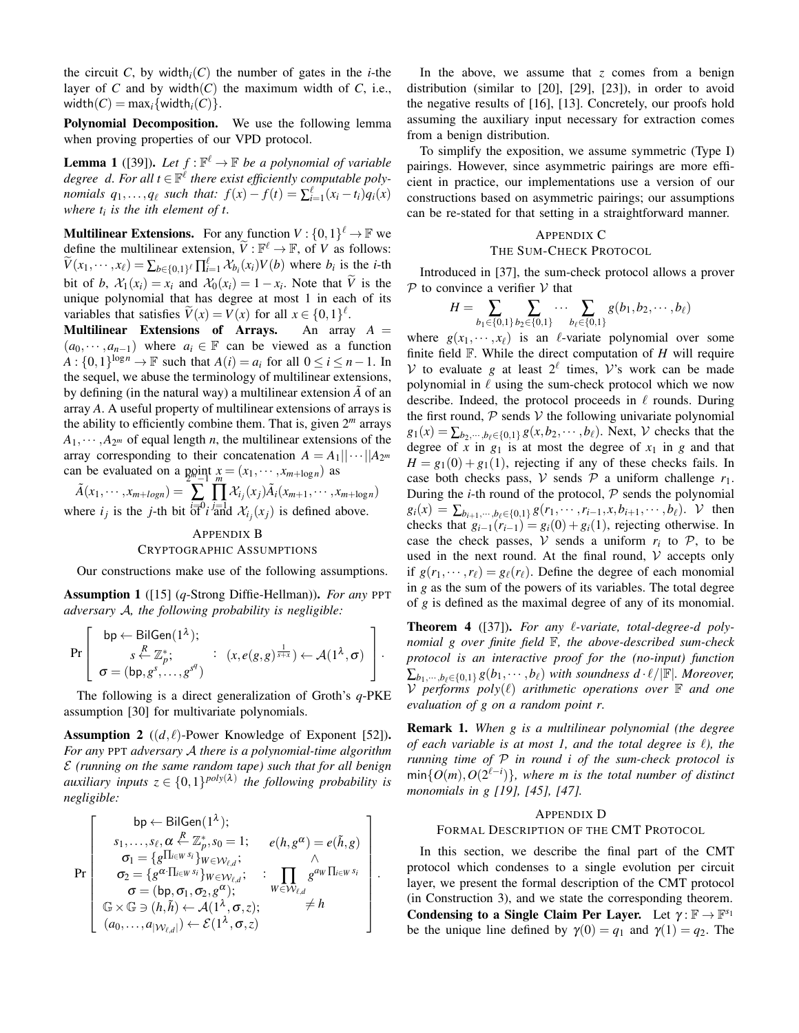the circuit $C$, by $\mathsf{width}_i(C)$ the number of gates in the $i$-the layer of $C$ and by $\mathsf{width}(C)$ the maximum width of $C$, i.e., $\mathsf{width}(C) = \max_i\{\mathsf{width}_i(C)\}$.

**Polynomial Decomposition.** We use the following lemma when proving properties of our VPD protocol.

**Lemma 1** ([39]). *Let $f : \mathbb{F}^\ell \to \mathbb{F}$ be a polynomial of variable degree $d$. For all $t \in \mathbb{F}^\ell$ there exist efficiently computable polynomials $q_1, \ldots, q_\ell$ such that: $f(x) - f(t) = \sum_{i=1}^{\ell}(x_i - t_i)q_i(x)$ where $t_i$ is the ith element of $t$.*

**Multilinear Extensions.** For any function $V : \{0,1\}^\ell \to \mathbb{F}$ we define the multilinear extension, $\widetilde{V} : \mathbb{F}^\ell \to \mathbb{F}$, of $V$ as follows: $\widetilde{V}(x_1, \cdots, x_\ell) = \sum_{b\in\{0,1\}^\ell} \prod_{i=1}^{\ell} \mathcal{X}_{b_i}(x_i)V(b)$ where $b_i$ is the $i$-th bit of $b$, $\mathcal{X}_1(x_i) = x_i$ and $\mathcal{X}_0(x_i) = 1 - x_i$. Note that $\widetilde{V}$ is the unique polynomial that has degree at most 1 in each of its variables that satisfies $\widetilde{V}(x) = V(x)$ for all $x \in \{0,1\}^\ell$.

**Multilinear Extensions of Arrays.** An array $A = (a_0, \cdots, a_{n-1})$ where $a_i \in \mathbb{F}$ can be viewed as a function $A : \{0,1\}^{\log n} \to \mathbb{F}$ such that $A(i) = a_i$ for all $0 \le i \le n-1$. In the sequel, we abuse the terminology of multilinear extensions, by defining (in the natural way) a multilinear extension $\tilde{A}$ of an array $A$. A useful property of multilinear extensions of arrays is the ability to efficiently combine them. That is, given $2^m$ arrays $A_1, \cdots, A_{2^m}$ of equal length $n$, the multilinear extensions of the array corresponding to their concatenation $A = A_1||\cdots||A_{2^m}$ can be evaluated on a point $x = (x_1, \cdots, x_{m+\log n})$ as

$$\tilde{A}(x_1, \cdots, x_{m+logn}) = \sum_{i=0}^{2^m-1} \prod_{j=1}^{m} \mathcal{X}_{i_j}(x_j)\tilde{A}_i(x_{m+1}, \cdots, x_{m+\log n})$$

where $i_j$ is the $j$-th bit of $i$ and $\mathcal{X}_{i_j}(x_j)$ is defined above.

## Appendix B
## Cryptographic Assumptions

Our constructions make use of the following assumptions.

**Assumption 1** ([15] ($q$-Strong Diffie-Hellman)). *For any PPT adversary $\mathcal{A}$, the following probability is negligible:*

$$\Pr\left[\begin{array}{c} \mathsf{bp} \leftarrow \mathsf{BilGen}(1^\lambda); \\ s \xleftarrow{R} \mathbb{Z}_p^*; \\ \sigma = (\mathsf{bp}, g^s, \ldots, g^{s^q}) \end{array} : (x, e(g,g)^{\frac{1}{s+x}}) \leftarrow \mathcal{A}(1^\lambda, \sigma)\right].$$

The following is a direct generalization of Groth's $q$-PKE assumption [30] for multivariate polynomials.

**Assumption 2** (($d,\ell$)-Power Knowledge of Exponent [52]). *For any PPT adversary $\mathcal{A}$ there is a polynomial-time algorithm $\mathcal{E}$ (running on the same random tape) such that for all benign auxiliary inputs $z \in \{0,1\}^{poly(\lambda)}$ the following probability is negligible:*

$$\Pr\left[\begin{array}{c} \mathsf{bp} \leftarrow \mathsf{BilGen}(1^\lambda); \\ s_1, \ldots, s_\ell, \alpha \xleftarrow{R} \mathbb{Z}_p^*, s_0 = 1; \\ \sigma_1 = \{g^{\prod_{i\in W} s_i}\}_{W\in\mathcal{W}_{\ell,d}}; \\ \sigma_2 = \{g^{\alpha\cdot\prod_{i\in W} s_i}\}_{W\in\mathcal{W}_{\ell,d}}; \\ \sigma = (\mathsf{bp}, \sigma_1, \sigma_2, g^\alpha); \\ \mathbb{G}\times\mathbb{G} \ni (h, \tilde{h}) \leftarrow \mathcal{A}(1^\lambda, \sigma, z); \\ (a_0, \ldots, a_{|\mathcal{W}_{\ell,d}|}) \leftarrow \mathcal{E}(1^\lambda, \sigma, z) \end{array} : \begin{array}{c} e(h, g^\alpha) = e(\tilde{h}, g) \\ \wedge \\ \prod_{W\in\mathcal{W}_{\ell,d}} g^{a_W \prod_{i\in W} s_i} \\ \neq h \end{array}\right].$$

In the above, we assume that $z$ comes from a benign distribution (similar to [20], [29], [23]), in order to avoid the negative results of [16], [13]. Concretely, our proofs hold assuming the auxiliary input necessary for extraction comes from a benign distribution.

To simplify the exposition, we assume symmetric (Type I) pairings. However, since asymmetric pairings are more efficient in practice, our implementations use a version of our constructions based on asymmetric pairings; our assumptions can be re-stated for that setting in a straightforward manner.

## Appendix C
## The Sum-Check Protocol

Introduced in [37], the sum-check protocol allows a prover $\mathcal{P}$ to convince a verifier $\mathcal{V}$ that

$$H = \sum_{b_1\in\{0,1\}} \sum_{b_2\in\{0,1\}} \cdots \sum_{b_\ell\in\{0,1\}} g(b_1, b_2, \cdots, b_\ell)$$

where $g(x_1, \cdots, x_\ell)$ is an $\ell$-variate polynomial over some finite field $\mathbb{F}$. While the direct computation of $H$ will require $\mathcal{V}$ to evaluate $g$ at least $2^\ell$ times, $\mathcal{V}$'s work can be made polynomial in $\ell$ using the sum-check protocol which we now describe. Indeed, the protocol proceeds in $\ell$ rounds. During the first round, $\mathcal{P}$ sends $\mathcal{V}$ the following univariate polynomial $g_1(x) = \sum_{b_2,\cdots,b_\ell\in\{0,1\}} g(x, b_2, \cdots, b_\ell)$. Next, $\mathcal{V}$ checks that the degree of $x$ in $g_1$ is at most the degree of $x_1$ in $g$ and that $H = g_1(0) + g_1(1)$, rejecting if any of these checks fails. In case both checks pass, $\mathcal{V}$ sends $\mathcal{P}$ a uniform challenge $r_1$. During the $i$-th round of the protocol, $\mathcal{P}$ sends the polynomial $g_i(x) = \sum_{b_{i+1},\cdots,b_\ell\in\{0,1\}} g(r_1, \cdots, r_{i-1}, x, b_{i+1}, \cdots, b_\ell)$. $\mathcal{V}$ then checks that $g_{i-1}(r_{i-1}) = g_i(0) + g_i(1)$, rejecting otherwise. In case the check passes, $\mathcal{V}$ sends a uniform $r_i$ to $\mathcal{P}$, to be used in the next round. At the final round, $\mathcal{V}$ accepts only if $g(r_1, \cdots, r_\ell) = g_\ell(r_\ell)$. Define the degree of each monomial in $g$ as the sum of the powers of its variables. The total degree of $g$ is defined as the maximal degree of any of its monomial.

**Theorem 4** ([37]). *For any $\ell$-variate, total-degree-$d$ polynomial $g$ over finite field $\mathbb{F}$, the above-described sum-check protocol is an interactive proof for the (no-input) function $\sum_{b_1,\cdots,b_\ell\in\{0,1\}} g(b_1, \cdots, b_\ell)$ with soundness $d\cdot\ell/|\mathbb{F}|$. Moreover, $\mathcal{V}$ performs $poly(\ell)$ arithmetic operations over $\mathbb{F}$ and one evaluation of $g$ on a random point $r$.*

**Remark 1.** *When $g$ is a multilinear polynomial (the degree of each variable is at most 1, and the total degree is $\ell$), the running time of $\mathcal{P}$ in round $i$ of the sum-check protocol is $\min\{O(m), O(2^{\ell-i})\}$, where $m$ is the total number of distinct monomials in $g$ [19], [45], [47].*

## Appendix D
## Formal Description of the CMT Protocol

In this section, we describe the final part of the CMT protocol which condenses to a single evolution per circuit layer, we present the formal description of the CMT protocol (in Construction 3), and we state the corresponding theorem.

**Condensing to a Single Claim Per Layer.** Let $\gamma : \mathbb{F} \to \mathbb{F}^{s_1}$ be the unique line defined by $\gamma(0) = q_1$ and $\gamma(1) = q_2$. The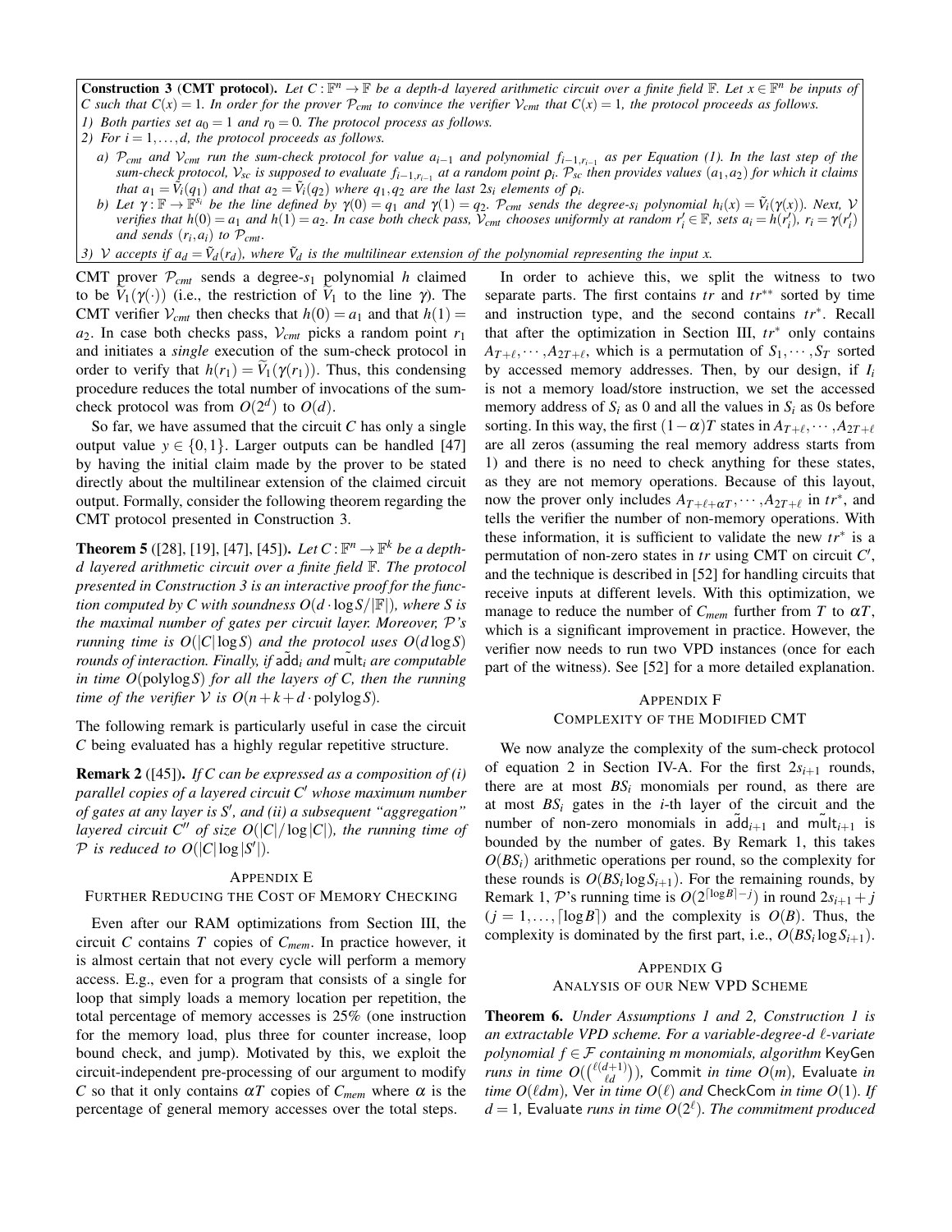**Construction 3** (**CMT protocol**). *Let $C : \mathbb{F}^n \to \mathbb{F}$ be a depth-$d$ layered arithmetic circuit over a finite field $\mathbb{F}$. Let $x \in \mathbb{F}^n$ be inputs of $C$ such that $C(x) = 1$. In order for the prover $\mathcal{P}_{cmt}$ to convince the verifier $\mathcal{V}_{cmt}$ that $C(x) = 1$, the protocol proceeds as follows.*

*1) Both parties set $a_0 = 1$ and $r_0 = 0$. The protocol process as follows.*

*2) For $i = 1, \ldots, d$, the protocol proceeds as follows.*

*a) $\mathcal{P}_{cmt}$ and $\mathcal{V}_{cmt}$ run the sum-check protocol for value $a_{i-1}$ and polynomial $f_{i-1,r_{i-1}}$ as per Equation (1). In the last step of the sum-check protocol, $\mathcal{V}_{sc}$ is supposed to evaluate $f_{i-1,r_{i-1}}$ at a random point $\rho_i$. $\mathcal{P}_{sc}$ then provides values $(a_1, a_2)$ for which it claims that $a_1 = \tilde{V}_i(q_1)$ and that $a_2 = \tilde{V}_i(q_2)$ where $q_1, q_2$ are the last $2s_i$ elements of $\rho_i$.*

*b) Let $\gamma : \mathbb{F} \to \mathbb{F}^{s_i}$ be the line defined by $\gamma(0) = q_1$ and $\gamma(1) = q_2$. $\mathcal{P}_{cmt}$ sends the degree-$s_i$ polynomial $h_i(x) = \tilde{V}_i(\gamma(x))$. Next, $\mathcal{V}$ verifies that $h(0) = a_1$ and $h(1) = a_2$. In case both check pass, $\mathcal{V}_{cmt}$ chooses uniformly at random $r_i' \in \mathbb{F}$, sets $a_i = h(r_i')$, $r_i = \gamma(r_i')$ and sends $(r_i, a_i)$ to $\mathcal{P}_{cmt}$.*

*3) $\mathcal{V}$ accepts if $a_d = \tilde{V}_d(r_d)$, where $\tilde{V}_d$ is the multilinear extension of the polynomial representing the input $x$.*

CMT prover $\mathcal{P}_{cmt}$ sends a degree-$s_1$ polynomial $h$ claimed to be $\widetilde{V}_1(\gamma(\cdot))$ (i.e., the restriction of $\widetilde{V}_1$ to the line $\gamma$). The CMT verifier $\mathcal{V}_{cmt}$ then checks that $h(0) = a_1$ and that $h(1) = a_2$. In case both checks pass, $\mathcal{V}_{cmt}$ picks a random point $r_1$ and initiates a *single* execution of the sum-check protocol in order to verify that $h(r_1) = \widetilde{V}_1(\gamma(r_1))$. Thus, this condensing procedure reduces the total number of invocations of the sum-check protocol was from $O(2^d)$ to $O(d)$.

So far, we have assumed that the circuit $C$ has only a single output value $y \in \{0,1\}$. Larger outputs can be handled [47] by having the initial claim made by the prover to be stated directly about the multilinear extension of the claimed circuit output. Formally, consider the following theorem regarding the CMT protocol presented in Construction 3.

**Theorem 5** ([28], [19], [47], [45]). *Let $C : \mathbb{F}^n \to \mathbb{F}^k$ be a depth-$d$ layered arithmetic circuit over a finite field $\mathbb{F}$. The protocol presented in Construction 3 is an interactive proof for the function computed by $C$ with soundness $O(d \cdot \log S/|\mathbb{F}|)$, where $S$ is the maximal number of gates per circuit layer. Moreover, $\mathcal{P}$'s running time is $O(|C|\log S)$ and the protocol uses $O(d \log S)$ rounds of interaction. Finally, if $\tilde{\mathsf{add}}_i$ and $\tilde{\mathsf{mult}}_i$ are computable in time $O(\text{polylog} S)$ for all the layers of $C$, then the running time of the verifier $\mathcal{V}$ is $O(n + k + d \cdot \text{polylog} S)$.*

The following remark is particularly useful in case the circuit $C$ being evaluated has a highly regular repetitive structure.

**Remark 2** ([45]). *If $C$ can be expressed as a composition of (i) parallel copies of a layered circuit $C'$ whose maximum number of gates at any layer is $S'$, and (ii) a subsequent "aggregation" layered circuit $C''$ of size $O(|C|/\log|C|)$, the running time of $\mathcal{P}$ is reduced to $O(|C|\log|S'|)$.*

## Appendix E
## Further Reducing the Cost of Memory Checking

Even after our RAM optimizations from Section III, the circuit $C$ contains $T$ copies of $C_{mem}$. In practice however, it is almost certain that not every cycle will perform a memory access. E.g., even for a program that consists of a single for loop that simply loads a memory location per repetition, the total percentage of memory accesses is 25% (one instruction for the memory load, plus three for counter increase, loop bound check, and jump). Motivated by this, we exploit the circuit-independent pre-processing of our argument to modify $C$ so that it only contains $\alpha T$ copies of $C_{mem}$ where $\alpha$ is the percentage of general memory accesses over the total steps.

In order to achieve this, we split the witness to two separate parts. The first contains $tr$ and $tr^{**}$ sorted by time and instruction type, and the second contains $tr^*$. Recall that after the optimization in Section III, $tr^*$ only contains $A_{T+\ell}, \cdots, A_{2T+\ell}$, which is a permutation of $S_1, \cdots, S_T$ sorted by accessed memory addresses. Then, by our design, if $I_i$ is not a memory load/store instruction, we set the accessed memory address of $S_i$ as 0 and all the values in $S_i$ as 0s before sorting. In this way, the first $(1-\alpha)T$ states in $A_{T+\ell}, \cdots, A_{2T+\ell}$ are all zeros (assuming the real memory address starts from 1) and there is no need to check anything for these states, as they are not memory operations. Because of this layout, now the prover only includes $A_{T+\ell+\alpha T}, \cdots, A_{2T+\ell}$ in $tr^*$, and tells the verifier the number of non-memory operations. With these information, it is sufficient to validate the new $tr^*$ is a permutation of non-zero states in $tr$ using CMT on circuit $C'$, and the technique is described in [52] for handling circuits that receive inputs at different levels. With this optimization, we manage to reduce the number of $C_{mem}$ further from $T$ to $\alpha T$, which is a significant improvement in practice. However, the verifier now needs to run two VPD instances (once for each part of the witness). See [52] for a more detailed explanation.

## Appendix F
## Complexity of the Modified CMT

We now analyze the complexity of the sum-check protocol of equation 2 in Section IV-A. For the first $2s_{i+1}$ rounds, there are at most $BS_i$ monomials per round, as there are at most $BS_i$ gates in the $i$-th layer of the circuit and the number of non-zero monomials in $\tilde{\mathsf{add}}_{i+1}$ and $\tilde{\mathsf{mult}}_{i+1}$ is bounded by the number of gates. By Remark 1, this takes $O(BS_i)$ arithmetic operations per round, so the complexity for these rounds is $O(BS_i \log S_{i+1})$. For the remaining rounds, by Remark 1, $\mathcal{P}$'s running time is $O(2^{\lceil \log B \rceil - j})$ in round $2s_{i+1} + j$ ($j = 1, \ldots, \lceil \log B \rceil$) and the complexity is $O(B)$. Thus, the complexity is dominated by the first part, i.e., $O(BS_i \log S_{i+1})$.

## Appendix G
## Analysis of our New VPD Scheme

**Theorem 6.** *Under Assumptions 1 and 2, Construction 1 is an extractable VPD scheme. For a variable-degree-$d$ $\ell$-variate polynomial $f \in \mathcal{F}$ containing $m$ monomials, algorithm* KeyGen *runs in time $O(\binom{\ell(d+1)}{\ell d})$,* Commit *in time $O(m)$,* Evaluate *in time $O(\ell dm)$,* Ver *in time $O(\ell)$ and* CheckCom *in time $O(1)$. If $d = 1$,* Evaluate *runs in time $O(2^\ell)$. The commitment produced*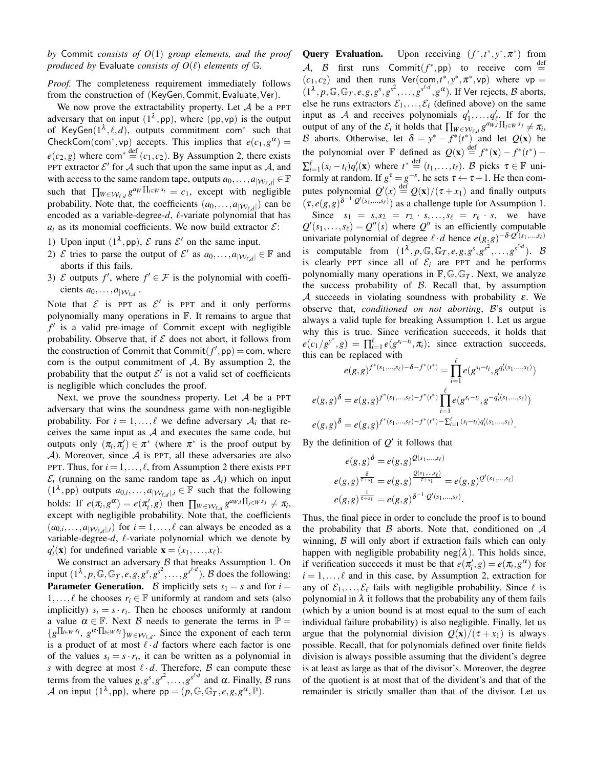*by* Commit *consists of* $O(1)$ *group elements, and the proof produced by* Evaluate *consists of* $O(\ell)$ *elements of* $\mathbb{G}$.

*Proof.* The completeness requirement immediately follows from the construction of (KeyGen, Commit, Evaluate, Ver).

We now prove the extractability property. Let $\mathcal{A}$ be a PPT adversary that on input $(1^\lambda, \mathsf{pp})$, where $(\mathsf{pp}, \mathsf{vp})$ is the output of $\mathsf{KeyGen}(1^\lambda, \ell, d)$, outputs commitment $\mathsf{com}^*$ such that $\mathsf{CheckCom}(\mathsf{com}^*, \mathsf{vp})$ accepts. This implies that $e(c_1, g^\alpha) = e(c_2, g)$ where $\mathsf{com}^* \stackrel{\text{def}}{=} (c_1, c_2)$. By Assumption 2, there exists PPT extractor $\mathcal{E}'$ for $\mathcal{A}$ such that upon the same input as $\mathcal{A}$, and with access to the same random tape, outputs $a_0, \ldots, a_{|\mathcal{W}_{\ell,d}|} \in \mathbb{F}$ such that $\prod_{W \in \mathcal{W}_{\ell,d}} g^{a_W \prod_{i \in W} s_i} = c_1$, except with negligible probability. Note that, the coefficients $(a_0, \ldots, a_{|\mathcal{W}_{\ell,d}|})$ can be encoded as a variable-degree-$d$, $\ell$-variate polynomial that has $a_i$ as its monomial coefficients. We now build extractor $\mathcal{E}$:

1) Upon input $(1^\lambda, \mathsf{pp})$, $\mathcal{E}$ runs $\mathcal{E}'$ on the same input.
2) $\mathcal{E}$ tries to parse the output of $\mathcal{E}'$ as $a_0, \ldots, a_{|\mathcal{W}_{\ell,d}|} \in \mathbb{F}$ and aborts if this fails.
3) $\mathcal{E}$ outputs $f'$, where $f' \in \mathcal{F}$ is the polynomial with coefficients $a_0, \ldots, a_{|\mathcal{W}_{\ell,d}|}$.

Note that $\mathcal{E}$ is PPT as $\mathcal{E}'$ is PPT and it only performs polynomially many operations in $\mathbb{F}$. It remains to argue that $f'$ is a valid pre-image of Commit except with negligible probability. Observe that, if $\mathcal{E}$ does not abort, it follows from the construction of Commit that $\mathsf{Commit}(f', \mathsf{pp}) = \mathsf{com}$, where com is the output commitment of $\mathcal{A}$. By assumption 2, the probability that the output $\mathcal{E}'$ is not a valid set of coefficients is negligible which concludes the proof.

Next, we prove the soundness property. Let $\mathcal{A}$ be a PPT adversary that wins the soundness game with non-negligible probability. For $i = 1, \ldots, \ell$ we define adversary $\mathcal{A}_i$ that receives the same input as $\mathcal{A}$ and executes the same code, but outputs only $(\pi_i, \pi'_i) \in \pi^*$ (where $\pi^*$ is the proof output by $\mathcal{A}$). Moreover, since $\mathcal{A}$ is PPT, all these adversaries are also PPT. Thus, for $i = 1, \ldots, \ell$, from Assumption 2 there exists PPT $\mathcal{E}_i$ (running on the same random tape as $\mathcal{A}_i$) which on input $(1^\lambda, \mathsf{pp})$ outputs $a_{0,i}, \ldots, a_{|\mathcal{W}_{\ell,d}|,i} \in \mathbb{F}$ such that the following holds: If $e(\pi_i, g^\alpha) = e(\pi'_i, g)$ then $\prod_{W \in \mathcal{W}_{\ell,d}} g^{a_{W,i} \prod_{j \in W} s_j} \neq \pi_i$, except with negligible probability. Note that, the coefficients $(a_{0,i}, \ldots, a_{|\mathcal{W}_{\ell,d}|,i})$ for $i = 1, \ldots, \ell$ can always be encoded as a variable-degree-$d$, $\ell$-variate polynomial which we denote by $q'_i(\mathbf{x})$ for undefined variable $\mathbf{x} = (x_1, \ldots, x_\ell)$.

We construct an adversary $\mathcal{B}$ that breaks Assumption 1. On input $(1^\lambda, p, \mathbb{G}, \mathbb{G}_T, e, g, g^s, g^{s^2}, \ldots, g^{s^{\ell \cdot d}})$, $\mathcal{B}$ does the following:

**Parameter Generation.** $\mathcal{B}$ implicitly sets $s_1 = s$ and for $i = 1, \ldots, \ell$ he chooses $r_i \in \mathbb{F}$ uniformly at random and sets (also implicitly) $s_i = s \cdot r_i$. Then he chooses uniformly at random a value $\alpha \in \mathbb{F}$. Next $\mathcal{B}$ needs to generate the terms in $\mathbb{P} = \{g^{\prod_{i \in W} s_i}, g^{\alpha \cdot \prod_{i \in W} s_i}\}_{W \in \mathcal{W}_{\ell,d}}$. Since the exponent of each term is a product of at most $\ell \cdot d$ factors where each factor is one of the values $s_i = s \cdot r_i$, it can be written as a polynomial in $s$ with degree at most $\ell \cdot d$. Therefore, $\mathcal{B}$ can compute these terms from the values $g, g^s, g^{s^2}, \ldots, g^{s^{\ell \cdot d}}$ and $\alpha$. Finally, $\mathcal{B}$ runs $\mathcal{A}$ on input $(1^\lambda, \mathsf{pp})$, where $\mathsf{pp} = (p, \mathbb{G}, \mathbb{G}_T, e, g, g^\alpha, \mathbb{P})$.

**Query Evaluation.** Upon receiving $(f^*, t^*, y^*, \pi^*)$ from $\mathcal{A}$, $\mathcal{B}$ first runs $\mathsf{Commit}(f^*, \mathsf{pp})$ to receive $\mathsf{com} \stackrel{\text{def}}{=} (c_1, c_2)$ and then runs $\mathsf{Ver}(\mathsf{com}, t^*, y^*, \pi^*, \mathsf{vp})$ where $\mathsf{vp} = (1^\lambda, p, \mathbb{G}, \mathbb{G}_T, e, g, g^s, g^{s^2}, \ldots, g^{s^{\ell \cdot d}}, g^\alpha)$. If Ver rejects, $\mathcal{B}$ aborts, else he runs extractors $\mathcal{E}_1, \ldots, \mathcal{E}_\ell$ (defined above) on the same input as $\mathcal{A}$ and receives polynomials $q'_1, \ldots, q'_\ell$. If for the output of any of the $\mathcal{E}_i$ it holds that $\prod_{W \in \mathcal{W}_{\ell,d}} g^{a_{W,i} \prod_{j \in W} s_j} \neq \pi_i$, $\mathcal{B}$ aborts. Otherwise, let $\delta = y^* - f^*(t^*)$ and let $Q(\mathbf{x})$ be the polynomial over $\mathbb{F}$ defined as $Q(\mathbf{x}) \stackrel{\text{def}}{=} f^*(\mathbf{x}) - f^*(t^*) - \sum_{i=1}^{\ell} (x_i - t_i) q'_i(\mathbf{x})$ where $t^* \stackrel{\text{def}}{=} (t_1, \ldots, t_\ell)$. $\mathcal{B}$ picks $\tau \in \mathbb{F}$ uniformly at random. If $g^\tau = g^{-s}$, he sets $\tau \leftarrow \tau + 1$. He then computes polynomial $Q'(x) \stackrel{\text{def}}{=} Q(\mathbf{x})/(\tau + x_1)$ and finally outputs $(\tau, e(g,g)^{\delta^{-1} \cdot Q'(s_1, \ldots, s_\ell)})$ as a challenge tuple for Assumption 1.

Since $s_1 = s, s_2 = r_2 \cdot s, \ldots, s_\ell = r_\ell \cdot s$, we have $Q'(s_1, \ldots, s_\ell) = Q''(s)$ where $Q''$ is an efficiently computable univariate polynomial of degree $\ell \cdot d$ hence $e(g,g)^{-\delta \cdot Q'(s_1, \ldots, s_\ell)}$ is computable from $(1^\lambda, p, \mathbb{G}, \mathbb{G}_T, e, g, g^s, g^{s^2}, \ldots, g^{s^{\ell \cdot d}})$. $\mathcal{B}$ is clearly PPT since all of $\mathcal{E}_i$ are PPT and he performs polynomially many operations in $\mathbb{F}, \mathbb{G}, \mathbb{G}_T$. Next, we analyze the success probability of $\mathcal{B}$. Recall that, by assumption $\mathcal{A}$ succeeds in violating soundness with probability $\varepsilon$. We observe that, *conditioned on not aborting*, $\mathcal{B}$'s output is always a valid tuple for breaking Assumption 1. Let us argue why this is true. Since verification succeeds, it holds that $e(c_1/g^{y^*}, g) = \prod_{i=1}^{\ell} e(g^{s_i - t_i}, \pi_i)$; since extraction succeeds, this can be replaced with

$$e(g,g)^{f^*(s_1,\ldots,s_\ell) - \delta - f^*(t^*)} = \prod_{i=1}^{\ell} e(g^{s_i - t_i}, g^{q'_i(s_1,\ldots,s_\ell)})$$

$$e(g,g)^{\delta} = e(g,g)^{f^*(s_1,\ldots,s_\ell) - f^*(t^*)} \prod_{i=1}^{\ell} e(g^{s_i - t_i}, g^{-q'_i(s_1,\ldots,s_\ell)})$$

$$e(g,g)^{\delta} = e(g,g)^{f^*(s_1,\ldots,s_\ell) - f^*(t^*) - \sum_{i=1}^{\ell} (s_i - t_i) q'_i(s_1,\ldots,s_\ell)}.$$

By the definition of $Q'$ it follows that

$$e(g,g)^{\delta} = e(g,g)^{Q(s_1,\ldots,s_\ell)}$$

$$e(g,g)^{\frac{\delta}{\tau + s_1}} = e(g,g)^{\frac{Q(s_1,\ldots,s_\ell)}{\tau + s_1}} = e(g,g)^{Q'(s_1,\ldots,s_\ell)}$$

$$e(g,g)^{\frac{1}{\tau + s_1}} = e(g,g)^{\delta^{-1} \cdot Q'(s_1,\ldots,s_\ell)}.$$

Thus, the final piece in order to conclude the proof is to bound the probability that $\mathcal{B}$ aborts. Note that, conditioned on $\mathcal{A}$ winning, $\mathcal{B}$ will only abort if extraction fails which can only happen with negligible probability $\mathsf{neg}(\lambda)$. This holds since, if verification succeeds it must be that $e(\pi'_i, g) = e(\pi_i, g^\alpha)$ for $i = 1, \ldots, \ell$ and in this case, by Assumption 2, extraction for any of $\mathcal{E}_1, \ldots, \mathcal{E}_\ell$ fails with negligible probability. Since $\ell$ is polynomial in $\lambda$ it follows that the probability any of them fails (which by a union bound is at most equal to the sum of each individual failure probability) is also negligible. Finally, let us argue that the polynomial division $Q(\mathbf{x})/(\tau + x_1)$ is always possible. Recall, that for polynomials defined over finite fields division is always possible assuming that the divident's degree is at least as large as that of the divisor's. Moreover, the degree of the quotient is at most that of the divident's and that of the remainder is strictly smaller than that of the divisor. Let us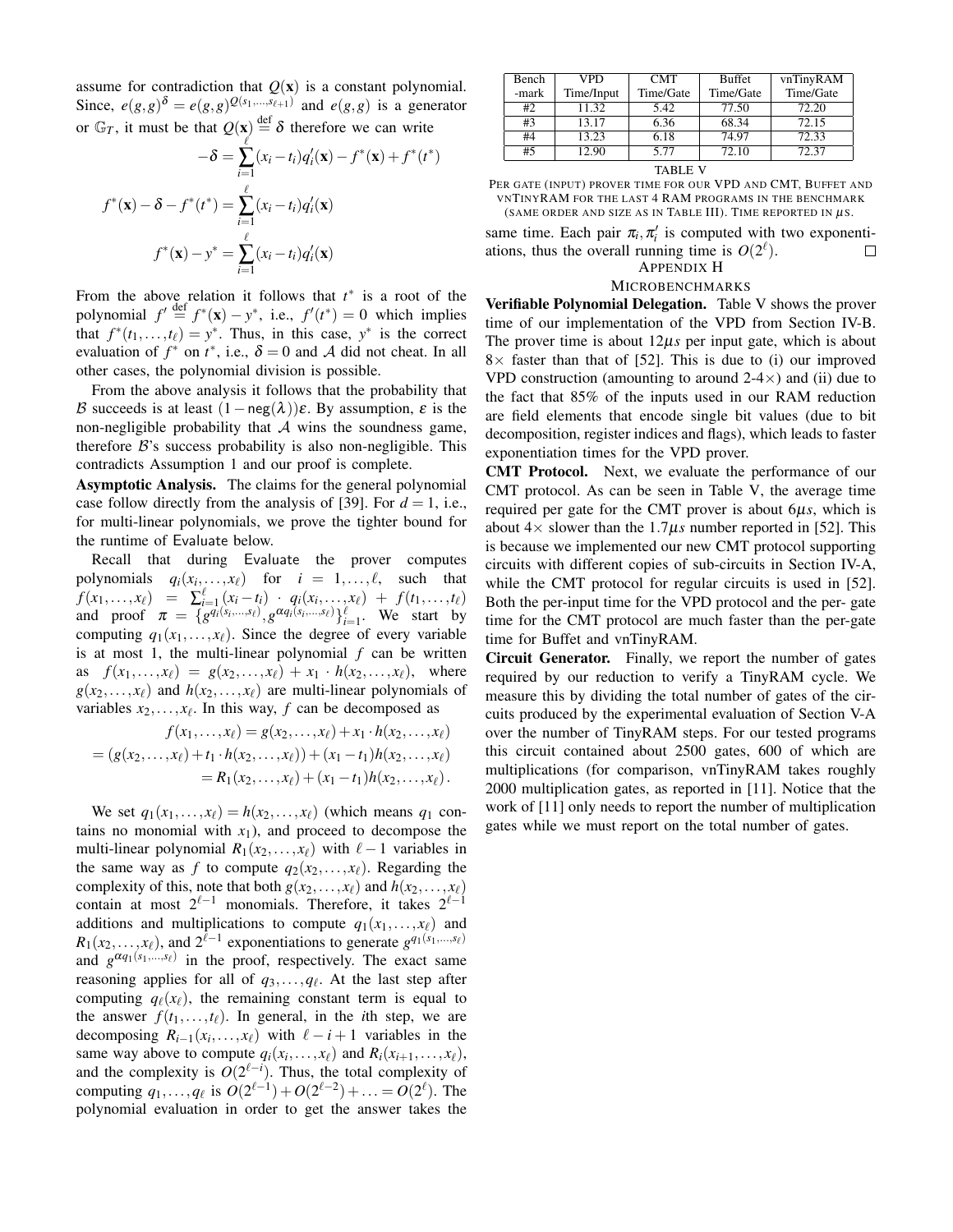assume for contradiction that $Q(\mathbf{x})$ is a constant polynomial. Since, $e(g,g)^{\delta} = e(g,g)^{Q(s_1,\ldots,s_{\ell+1})}$ and $e(g,g)$ is a generator or $\mathbb{G}_T$, it must be that $Q(\mathbf{x}) \stackrel{\text{def}}{=} \delta$ therefore we can write

$$-\delta = \sum_{i=1}^{\ell}(x_i - t_i)q_i'(\mathbf{x}) - f^*(\mathbf{x}) + f^*(t^*)$$

$$f^*(\mathbf{x}) - \delta - f^*(t^*) = \sum_{i=1}^{\ell}(x_i - t_i)q_i'(\mathbf{x})$$

$$f^*(\mathbf{x}) - y^* = \sum_{i=1}^{\ell}(x_i - t_i)q_i'(\mathbf{x})$$

From the above relation it follows that $t^*$ is a root of the polynomial $f' \stackrel{\text{def}}{=} f^*(\mathbf{x}) - y^*$, i.e., $f'(t^*) = 0$ which implies that $f^*(t_1,\ldots,t_\ell) = y^*$. Thus, in this case, $y^*$ is the correct evaluation of $f^*$ on $t^*$, i.e., $\delta = 0$ and $\mathcal{A}$ did not cheat. In all other cases, the polynomial division is possible.

From the above analysis it follows that the probability that $\mathcal{B}$ succeeds is at least $(1 - \mathsf{neg}(\lambda))\varepsilon$. By assumption, $\varepsilon$ is the non-negligible probability that $\mathcal{A}$ wins the soundness game, therefore $\mathcal{B}$'s success probability is also non-negligible. This contradicts Assumption 1 and our proof is complete.

**Asymptotic Analysis.** The claims for the general polynomial case follow directly from the analysis of [39]. For $d = 1$, i.e., for multi-linear polynomials, we prove the tighter bound for the runtime of Evaluate below.

Recall that during Evaluate the prover computes polynomials $q_i(x_i,\ldots,x_\ell)$ for $i = 1,\ldots,\ell$, such that $f(x_1,\ldots,x_\ell) = \sum_{i=1}^{\ell}(x_i - t_i) \cdot q_i(x_i,\ldots,x_\ell) + f(t_1,\ldots,t_\ell)$ and proof $\pi = \{g^{q_i(s_i,\ldots,s_\ell)}, g^{\alpha q_i(s_i,\ldots,s_\ell)}\}_{i=1}^{\ell}$. We start by computing $q_1(x_1,\ldots,x_\ell)$. Since the degree of every variable is at most 1, the multi-linear polynomial $f$ can be written as $f(x_1,\ldots,x_\ell) = g(x_2,\ldots,x_\ell) + x_1 \cdot h(x_2,\ldots,x_\ell)$, where $g(x_2,\ldots,x_\ell)$ and $h(x_2,\ldots,x_\ell)$ are multi-linear polynomials of variables $x_2,\ldots,x_\ell$. In this way, $f$ can be decomposed as

$$\begin{aligned}
&f(x_1,\ldots,x_\ell) = g(x_2,\ldots,x_\ell) + x_1 \cdot h(x_2,\ldots,x_\ell) \\
&= (g(x_2,\ldots,x_\ell) + t_1 \cdot h(x_2,\ldots,x_\ell)) + (x_1 - t_1)h(x_2,\ldots,x_\ell) \\
&= R_1(x_2,\ldots,x_\ell) + (x_1 - t_1)h(x_2,\ldots,x_\ell).
\end{aligned}$$

We set $q_1(x_1,\ldots,x_\ell) = h(x_2,\ldots,x_\ell)$ (which means $q_1$ contains no monomial with $x_1$), and proceed to decompose the multi-linear polynomial $R_1(x_2,\ldots,x_\ell)$ with $\ell - 1$ variables in the same way as $f$ to compute $q_2(x_2,\ldots,x_\ell)$. Regarding the complexity of this, note that both $g(x_2,\ldots,x_\ell)$ and $h(x_2,\ldots,x_\ell)$ contain at most $2^{\ell-1}$ monomials. Therefore, it takes $2^{\ell-1}$ additions and multiplications to compute $q_1(x_1,\ldots,x_\ell)$ and $R_1(x_2,\ldots,x_\ell)$, and $2^{\ell-1}$ exponentiations to generate $g^{q_1(s_1,\ldots,s_\ell)}$ and $g^{\alpha q_1(s_1,\ldots,s_\ell)}$ in the proof, respectively. The exact same reasoning applies for all of $q_3,\ldots,q_\ell$. At the last step after computing $q_\ell(x_\ell)$, the remaining constant term is equal to the answer $f(t_1,\ldots,t_\ell)$. In general, in the $i$th step, we are decomposing $R_{i-1}(x_i,\ldots,x_\ell)$ with $\ell - i + 1$ variables in the same way above to compute $q_i(x_i,\ldots,x_\ell)$ and $R_i(x_{i+1},\ldots,x_\ell)$, and the complexity is $O(2^{\ell-i})$. Thus, the total complexity of computing $q_1,\ldots,q_\ell$ is $O(2^{\ell-1}) + O(2^{\ell-2}) + \ldots = O(2^\ell)$. The polynomial evaluation in order to get the answer takes the same time. Each pair $\pi_i, \pi_i'$ is computed with two exponentiations, thus the overall running time is $O(2^\ell)$. □

| Bench-mark | VPD Time/Input | CMT Time/Gate | Buffet Time/Gate | vnTinyRAM Time/Gate |
|---|---|---|---|---|
| #2 | 11.32 | 5.42 | 77.50 | 72.20 |
| #3 | 13.17 | 6.36 | 68.34 | 72.15 |
| #4 | 13.23 | 6.18 | 74.97 | 72.33 |
| #5 | 12.90 | 5.77 | 72.10 | 72.37 |

TABLE V

PER GATE (INPUT) PROVER TIME FOR OUR VPD AND CMT, BUFFET AND VNTINYRAM FOR THE LAST 4 RAM PROGRAMS IN THE BENCHMARK (SAME ORDER AND SIZE AS IN TABLE III). TIME REPORTED IN $\mu$S.

## APPENDIX H
## MICROBENCHMARKS

**Verifiable Polynomial Delegation.** Table V shows the prover time of our implementation of the VPD from Section IV-B. The prover time is about $12\mu s$ per input gate, which is about $8\times$ faster than that of [52]. This is due to (i) our improved VPD construction (amounting to around 2-4$\times$) and (ii) due to the fact that 85% of the inputs used in our RAM reduction are field elements that encode single bit values (due to bit decomposition, register indices and flags), which leads to faster exponentiation times for the VPD prover.

**CMT Protocol.** Next, we evaluate the performance of our CMT protocol. As can be seen in Table V, the average time required per gate for the CMT prover is about $6\mu s$, which is about $4\times$ slower than the $1.7\mu s$ number reported in [52]. This is because we implemented our new CMT protocol supporting circuits with different copies of sub-circuits in Section IV-A, while the CMT protocol for regular circuits is used in [52]. Both the per-input time for the VPD protocol and the per- gate time for the CMT protocol are much faster than the per-gate time for Buffet and vnTinyRAM.

**Circuit Generator.** Finally, we report the number of gates required by our reduction to verify a TinyRAM cycle. We measure this by dividing the total number of gates of the circuits produced by the experimental evaluation of Section V-A over the number of TinyRAM steps. For our tested programs this circuit contained about 2500 gates, 600 of which are multiplications (for comparison, vnTinyRAM takes roughly 2000 multiplication gates, as reported in [11]. Notice that the work of [11] only needs to report the number of multiplication gates while we must report on the total number of gates.